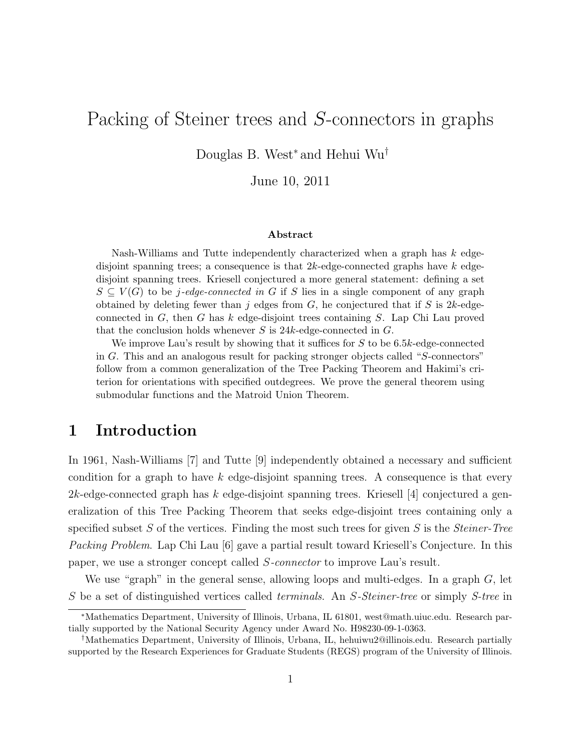# Packing of Steiner trees and $S$-connectors in graphs

Douglas B. West[*] and Hehui Wu[†]

June 10, 2011

### Abstract

Nash-Williams and Tutte independently characterized when a graph has $k$ edge-disjoint spanning trees; a consequence is that $2k$-edge-connected graphs have $k$ edge-disjoint spanning trees. Kriesell conjectured a more general statement: defining a set $S \subseteq V(G)$ to be *$j$-edge-connected in $G$* if $S$ lies in a single component of any graph obtained by deleting fewer than $j$ edges from $G$, he conjectured that if $S$ is $2k$-edge-connected in $G$, then $G$ has $k$ edge-disjoint trees containing $S$. Lap Chi Lau proved that the conclusion holds whenever $S$ is $24k$-edge-connected in $G$.

We improve Lau's result by showing that it suffices for $S$ to be $6.5k$-edge-connected in $G$. This and an analogous result for packing stronger objects called "$S$-connectors" follow from a common generalization of the Tree Packing Theorem and Hakimi's criterion for orientations with specified outdegrees. We prove the general theorem using submodular functions and the Matroid Union Theorem.

## 1 Introduction

In 1961, Nash-Williams [7] and Tutte [9] independently obtained a necessary and sufficient condition for a graph to have $k$ edge-disjoint spanning trees. A consequence is that every $2k$-edge-connected graph has $k$ edge-disjoint spanning trees. Kriesell [4] conjectured a generalization of this Tree Packing Theorem that seeks edge-disjoint trees containing only a specified subset $S$ of the vertices. Finding the most such trees for given $S$ is the *Steiner-Tree Packing Problem*. Lap Chi Lau [6] gave a partial result toward Kriesell's Conjecture. In this paper, we use a stronger concept called *$S$-connector* to improve Lau's result.

We use "graph" in the general sense, allowing loops and multi-edges. In a graph $G$, let $S$ be a set of distinguished vertices called *terminals*. An *$S$-Steiner-tree* or simply *$S$-tree* in

[*] Mathematics Department, University of Illinois, Urbana, IL 61801, west@math.uiuc.edu. Research partially supported by the National Security Agency under Award No. H98230-09-1-0363.

[†] Mathematics Department, University of Illinois, Urbana, IL, hehuiwu2@illinois.edu. Research partially supported by the Research Experiences for Graduate Students (REGS) program of the University of Illinois.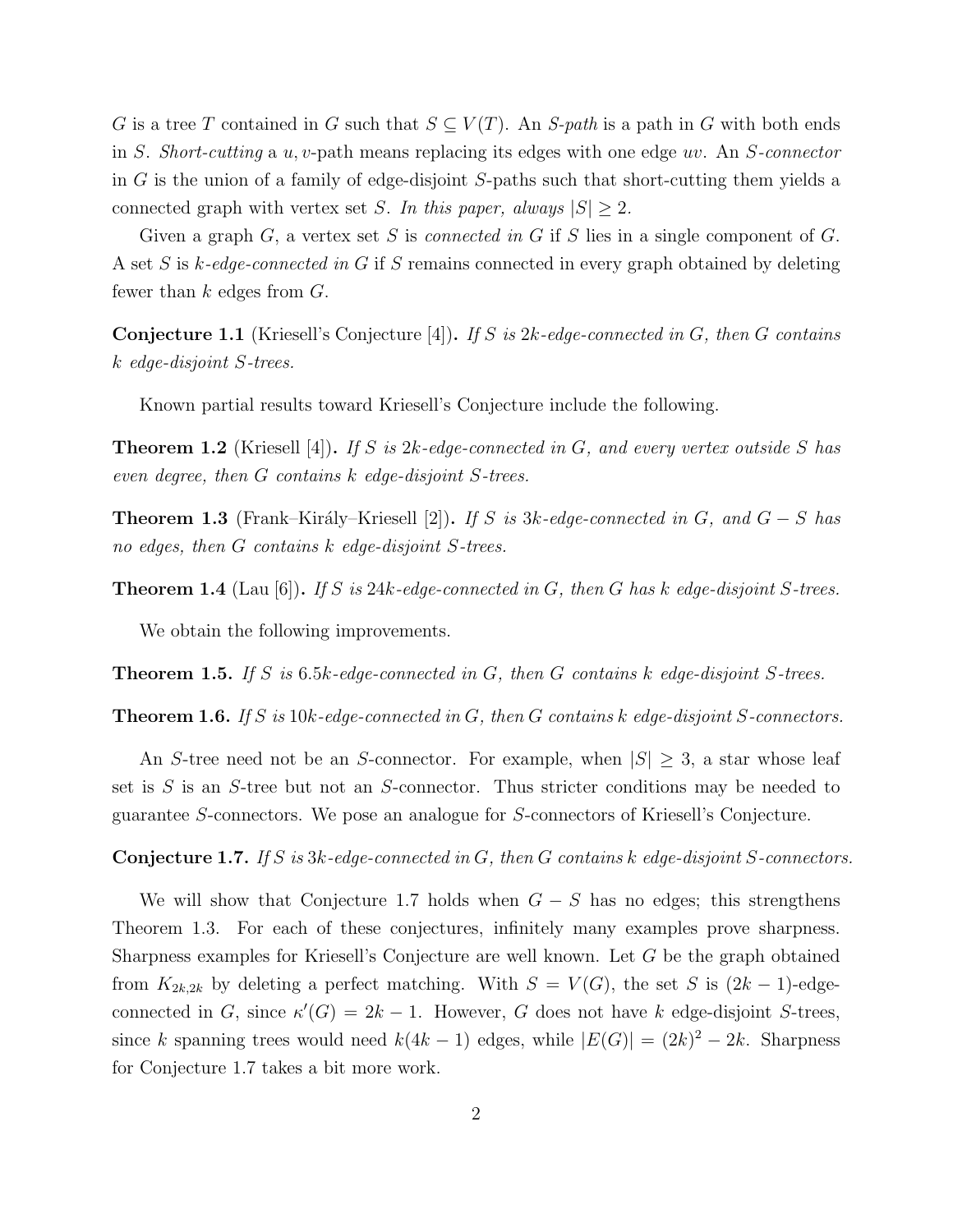$G$ is a tree $T$ contained in $G$ such that $S \subseteq V(T)$. An *$S$-path* is a path in $G$ with both ends in $S$. *Short-cutting* a $u,v$-path means replacing its edges with one edge $uv$. An *$S$-connector* in $G$ is the union of a family of edge-disjoint $S$-paths such that short-cutting them yields a connected graph with vertex set $S$. *In this paper, always $|S| \geq 2$.*

Given a graph $G$, a vertex set $S$ is *connected in* $G$ if $S$ lies in a single component of $G$. A set $S$ is *$k$-edge-connected in* $G$ if $S$ remains connected in every graph obtained by deleting fewer than $k$ edges from $G$.

**Conjecture 1.1** (Kriesell's Conjecture [4])**.** *If $S$ is $2k$-edge-connected in $G$, then $G$ contains $k$ edge-disjoint $S$-trees.*

Known partial results toward Kriesell's Conjecture include the following.

**Theorem 1.2** (Kriesell [4])**.** *If $S$ is $2k$-edge-connected in $G$, and every vertex outside $S$ has even degree, then $G$ contains $k$ edge-disjoint $S$-trees.*

**Theorem 1.3** (Frank–Király–Kriesell [2])**.** *If $S$ is $3k$-edge-connected in $G$, and $G - S$ has no edges, then $G$ contains $k$ edge-disjoint $S$-trees.*

**Theorem 1.4** (Lau [6])**.** *If $S$ is $24k$-edge-connected in $G$, then $G$ has $k$ edge-disjoint $S$-trees.*

We obtain the following improvements.

**Theorem 1.5.** *If $S$ is $6.5k$-edge-connected in $G$, then $G$ contains $k$ edge-disjoint $S$-trees.*

**Theorem 1.6.** *If $S$ is $10k$-edge-connected in $G$, then $G$ contains $k$ edge-disjoint $S$-connectors.*

An $S$-tree need not be an $S$-connector. For example, when $|S| \geq 3$, a star whose leaf set is $S$ is an $S$-tree but not an $S$-connector. Thus stricter conditions may be needed to guarantee $S$-connectors. We pose an analogue for $S$-connectors of Kriesell's Conjecture.

**Conjecture 1.7.** *If $S$ is $3k$-edge-connected in $G$, then $G$ contains $k$ edge-disjoint $S$-connectors.*

We will show that Conjecture 1.7 holds when $G - S$ has no edges; this strengthens Theorem 1.3. For each of these conjectures, infinitely many examples prove sharpness. Sharpness examples for Kriesell's Conjecture are well known. Let $G$ be the graph obtained from $K_{2k,2k}$ by deleting a perfect matching. With $S = V(G)$, the set $S$ is $(2k-1)$-edge-connected in $G$, since $\kappa'(G) = 2k - 1$. However, $G$ does not have $k$ edge-disjoint $S$-trees, since $k$ spanning trees would need $k(4k-1)$ edges, while $|E(G)| = (2k)^2 - 2k$. Sharpness for Conjecture 1.7 takes a bit more work.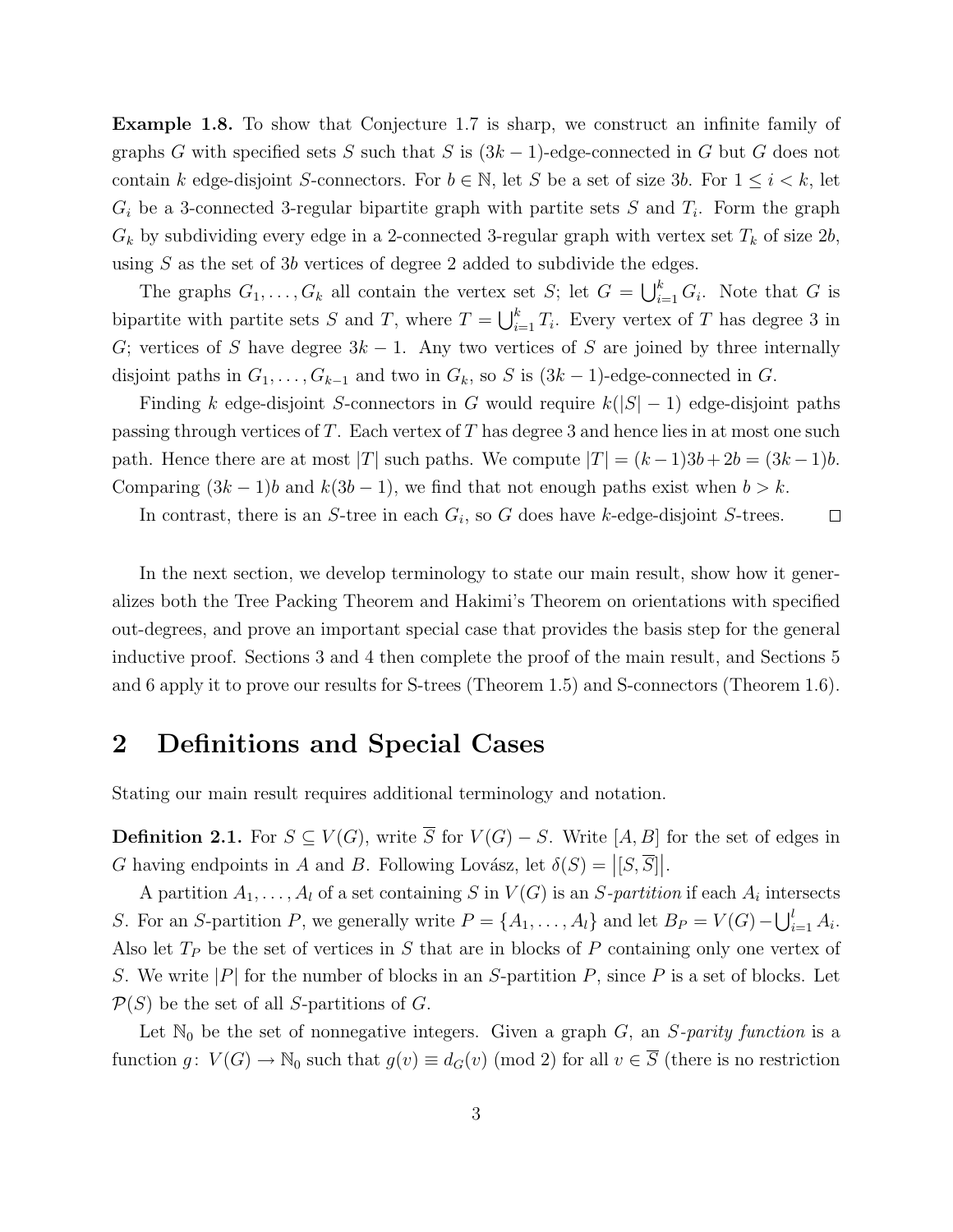**Example 1.8.** To show that Conjecture 1.7 is sharp, we construct an infinite family of graphs $G$ with specified sets $S$ such that $S$ is $(3k-1)$-edge-connected in $G$ but $G$ does not contain $k$ edge-disjoint $S$-connectors. For $b \in \mathbb{N}$, let $S$ be a set of size $3b$. For $1 \le i < k$, let $G_i$ be a 3-connected 3-regular bipartite graph with partite sets $S$ and $T_i$. Form the graph $G_k$ by subdividing every edge in a 2-connected 3-regular graph with vertex set $T_k$ of size $2b$, using $S$ as the set of $3b$ vertices of degree 2 added to subdivide the edges.

The graphs $G_1, \ldots, G_k$ all contain the vertex set $S$; let $G = \bigcup_{i=1}^{k} G_i$. Note that $G$ is bipartite with partite sets $S$ and $T$, where $T = \bigcup_{i=1}^{k} T_i$. Every vertex of $T$ has degree 3 in $G$; vertices of $S$ have degree $3k-1$. Any two vertices of $S$ are joined by three internally disjoint paths in $G_1, \ldots, G_{k-1}$ and two in $G_k$, so $S$ is $(3k-1)$-edge-connected in $G$.

Finding $k$ edge-disjoint $S$-connectors in $G$ would require $k(|S|-1)$ edge-disjoint paths passing through vertices of $T$. Each vertex of $T$ has degree 3 and hence lies in at most one such path. Hence there are at most $|T|$ such paths. We compute $|T| = (k-1)3b + 2b = (3k-1)b$. Comparing $(3k-1)b$ and $k(3b-1)$, we find that not enough paths exist when $b > k$.

In contrast, there is an $S$-tree in each $G_i$, so $G$ does have $k$-edge-disjoint $S$-trees. $\square$

In the next section, we develop terminology to state our main result, show how it generalizes both the Tree Packing Theorem and Hakimi's Theorem on orientations with specified out-degrees, and prove an important special case that provides the basis step for the general inductive proof. Sections 3 and 4 then complete the proof of the main result, and Sections 5 and 6 apply it to prove our results for S-trees (Theorem 1.5) and S-connectors (Theorem 1.6).

## 2 Definitions and Special Cases

Stating our main result requires additional terminology and notation.

**Definition 2.1.** For $S \subseteq V(G)$, write $\overline{S}$ for $V(G) - S$. Write $[A, B]$ for the set of edges in $G$ having endpoints in $A$ and $B$. Following Lovász, let $\delta(S) = \left|[S, \overline{S}]\right|$.

A partition $A_1, \ldots, A_l$ of a set containing $S$ in $V(G)$ is an *$S$-partition* if each $A_i$ intersects $S$. For an $S$-partition $P$, we generally write $P = \{A_1, \ldots, A_l\}$ and let $B_P = V(G) - \bigcup_{i=1}^{l} A_i$. Also let $T_P$ be the set of vertices in $S$ that are in blocks of $P$ containing only one vertex of $S$. We write $|P|$ for the number of blocks in an $S$-partition $P$, since $P$ is a set of blocks. Let $\mathcal{P}(S)$ be the set of all $S$-partitions of $G$.

Let $\mathbb{N}_0$ be the set of nonnegative integers. Given a graph $G$, an *$S$-parity function* is a function $g\colon V(G) \to \mathbb{N}_0$ such that $g(v) \equiv d_G(v) \pmod 2$ for all $v \in \overline{S}$ (there is no restriction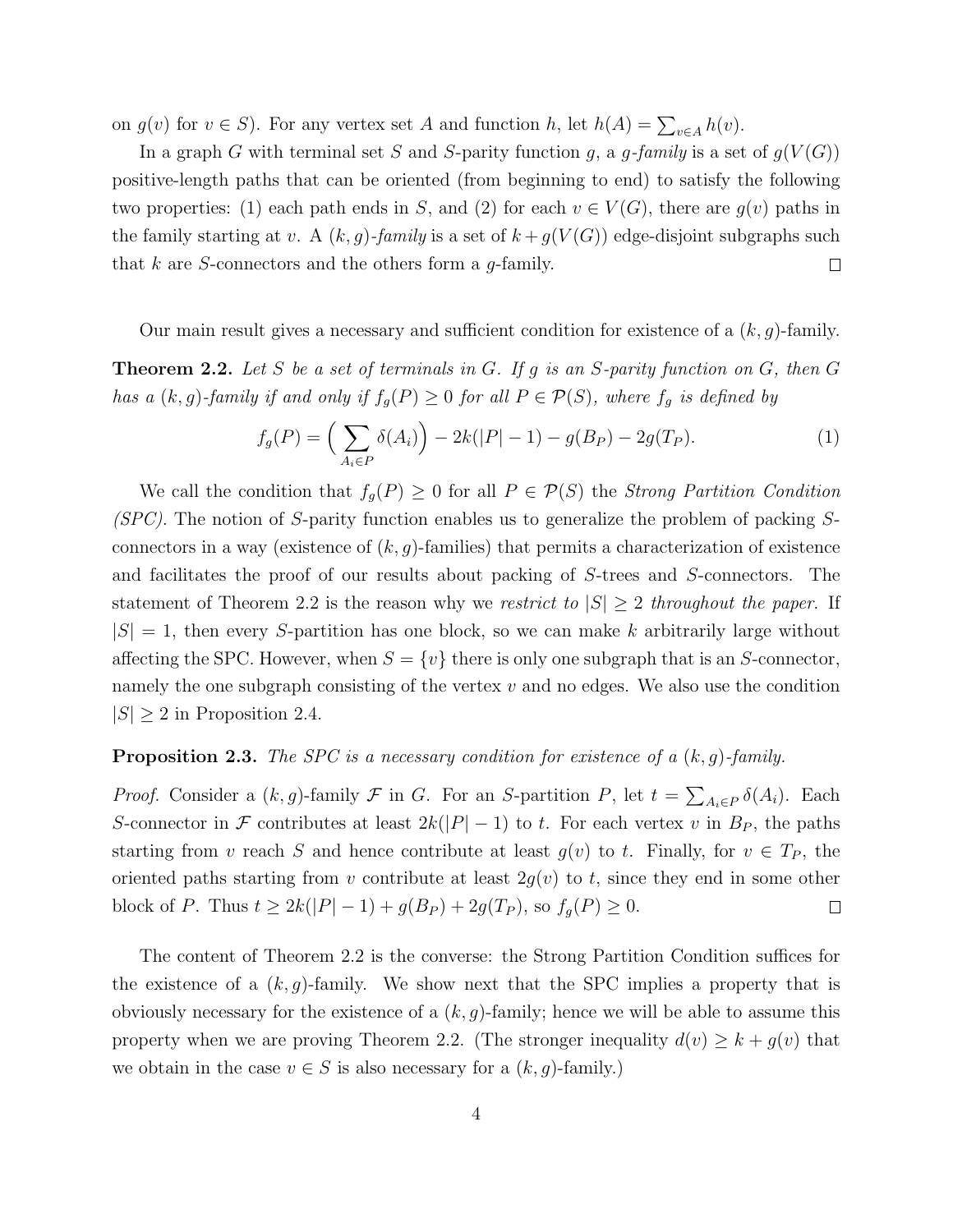on $g(v)$ for $v \in S$). For any vertex set $A$ and function $h$, let $h(A) = \sum_{v \in A} h(v)$.

In a graph $G$ with terminal set $S$ and $S$-parity function $g$, a *$g$-family* is a set of $g(V(G))$ positive-length paths that can be oriented (from beginning to end) to satisfy the following two properties: (1) each path ends in $S$, and (2) for each $v \in V(G)$, there are $g(v)$ paths in the family starting at $v$. A *$(k, g)$-family* is a set of $k + g(V(G))$ edge-disjoint subgraphs such that $k$ are $S$-connectors and the others form a $g$-family. □

Our main result gives a necessary and sufficient condition for existence of a $(k, g)$-family.

**Theorem 2.2.** *Let $S$ be a set of terminals in $G$. If $g$ is an $S$-parity function on $G$, then $G$ has a $(k, g)$-family if and only if $f_g(P) \geq 0$ for all $P \in \mathcal{P}(S)$, where $f_g$ is defined by*

$$f_g(P) = \Big( \sum_{A_i \in P} \delta(A_i) \Big) - 2k(|P| - 1) - g(B_P) - 2g(T_P). \tag{1}$$

We call the condition that $f_g(P) \geq 0$ for all $P \in \mathcal{P}(S)$ the *Strong Partition Condition (SPC)*. The notion of $S$-parity function enables us to generalize the problem of packing $S$-connectors in a way (existence of $(k, g)$-families) that permits a characterization of existence and facilitates the proof of our results about packing of $S$-trees and $S$-connectors. The statement of Theorem 2.2 is the reason why we *restrict to $|S| \geq 2$ throughout the paper*. If $|S| = 1$, then every $S$-partition has one block, so we can make $k$ arbitrarily large without affecting the SPC. However, when $S = \{v\}$ there is only one subgraph that is an $S$-connector, namely the one subgraph consisting of the vertex $v$ and no edges. We also use the condition $|S| \geq 2$ in Proposition 2.4.

**Proposition 2.3.** *The SPC is a necessary condition for existence of a $(k, g)$-family.*

*Proof.* Consider a $(k, g)$-family $\mathcal{F}$ in $G$. For an $S$-partition $P$, let $t = \sum_{A_i \in P} \delta(A_i)$. Each $S$-connector in $\mathcal{F}$ contributes at least $2k(|P| - 1)$ to $t$. For each vertex $v$ in $B_P$, the paths starting from $v$ reach $S$ and hence contribute at least $g(v)$ to $t$. Finally, for $v \in T_P$, the oriented paths starting from $v$ contribute at least $2g(v)$ to $t$, since they end in some other block of $P$. Thus $t \geq 2k(|P| - 1) + g(B_P) + 2g(T_P)$, so $f_g(P) \geq 0$. □

The content of Theorem 2.2 is the converse: the Strong Partition Condition suffices for the existence of a $(k, g)$-family. We show next that the SPC implies a property that is obviously necessary for the existence of a $(k, g)$-family; hence we will be able to assume this property when we are proving Theorem 2.2. (The stronger inequality $d(v) \geq k + g(v)$ that we obtain in the case $v \in S$ is also necessary for a $(k, g)$-family.)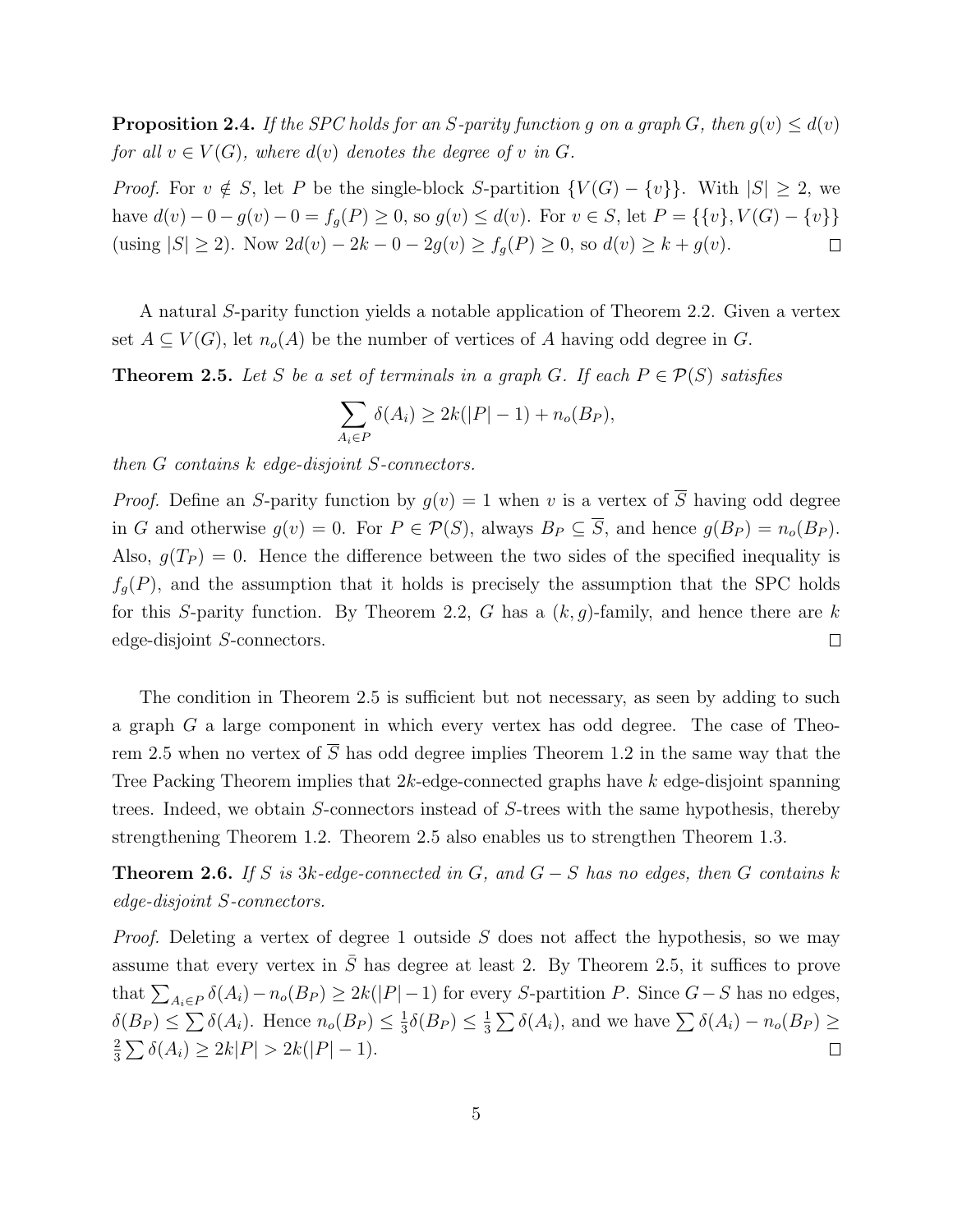**Proposition 2.4.** *If the SPC holds for an $S$-parity function $g$ on a graph $G$, then $g(v) \le d(v)$ for all $v \in V(G)$, where $d(v)$ denotes the degree of $v$ in $G$.*

*Proof.* For $v \notin S$, let $P$ be the single-block $S$-partition $\{V(G) - \{v\}\}$. With $|S| \ge 2$, we have $d(v) - 0 - g(v) - 0 = f_g(P) \ge 0$, so $g(v) \le d(v)$. For $v \in S$, let $P = \{\{v\}, V(G) - \{v\}\}$ (using $|S| \ge 2$). Now $2d(v) - 2k - 0 - 2g(v) \ge f_g(P) \ge 0$, so $d(v) \ge k + g(v)$. □

A natural $S$-parity function yields a notable application of Theorem 2.2. Given a vertex set $A \subseteq V(G)$, let $n_o(A)$ be the number of vertices of $A$ having odd degree in $G$.

**Theorem 2.5.** *Let $S$ be a set of terminals in a graph $G$. If each $P \in \mathcal{P}(S)$ satisfies*

$$\sum_{A_i \in P} \delta(A_i) \ge 2k(|P| - 1) + n_o(B_P),$$

*then $G$ contains $k$ edge-disjoint $S$-connectors.*

*Proof.* Define an $S$-parity function by $g(v) = 1$ when $v$ is a vertex of $\overline{S}$ having odd degree in $G$ and otherwise $g(v) = 0$. For $P \in \mathcal{P}(S)$, always $B_P \subseteq \overline{S}$, and hence $g(B_P) = n_o(B_P)$. Also, $g(T_P) = 0$. Hence the difference between the two sides of the specified inequality is $f_g(P)$, and the assumption that it holds is precisely the assumption that the SPC holds for this $S$-parity function. By Theorem 2.2, $G$ has a $(k, g)$-family, and hence there are $k$ edge-disjoint $S$-connectors. □

The condition in Theorem 2.5 is sufficient but not necessary, as seen by adding to such a graph $G$ a large component in which every vertex has odd degree. The case of Theorem 2.5 when no vertex of $\overline{S}$ has odd degree implies Theorem 1.2 in the same way that the Tree Packing Theorem implies that $2k$-edge-connected graphs have $k$ edge-disjoint spanning trees. Indeed, we obtain $S$-connectors instead of $S$-trees with the same hypothesis, thereby strengthening Theorem 1.2. Theorem 2.5 also enables us to strengthen Theorem 1.3.

**Theorem 2.6.** *If $S$ is $3k$-edge-connected in $G$, and $G - S$ has no edges, then $G$ contains $k$ edge-disjoint $S$-connectors.*

*Proof.* Deleting a vertex of degree 1 outside $S$ does not affect the hypothesis, so we may assume that every vertex in $\bar{S}$ has degree at least 2. By Theorem 2.5, it suffices to prove that $\sum_{A_i \in P} \delta(A_i) - n_o(B_P) \ge 2k(|P| - 1)$ for every $S$-partition $P$. Since $G - S$ has no edges, $\delta(B_P) \le \sum \delta(A_i)$. Hence $n_o(B_P) \le \frac{1}{3}\delta(B_P) \le \frac{1}{3}\sum \delta(A_i)$, and we have $\sum \delta(A_i) - n_o(B_P) \ge \frac{2}{3}\sum \delta(A_i) \ge 2k|P| > 2k(|P| - 1)$. □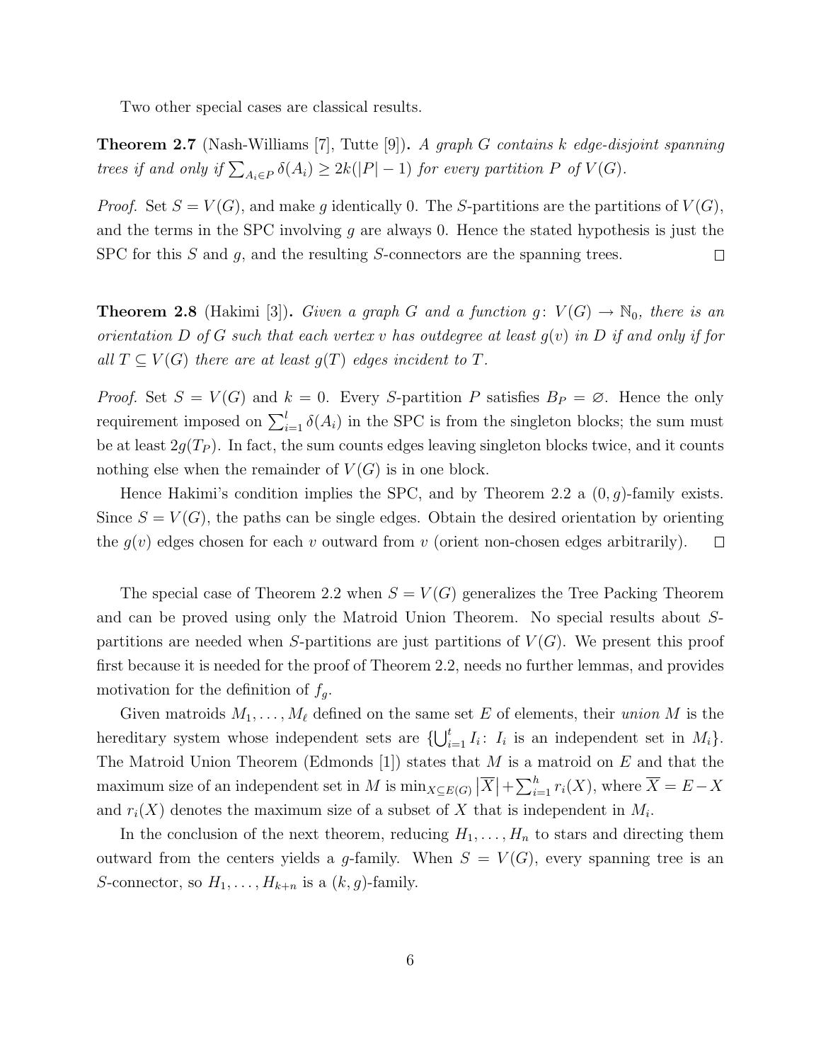Two other special cases are classical results.

**Theorem 2.7** (Nash-Williams [7], Tutte [9]). *A graph $G$ contains $k$ edge-disjoint spanning trees if and only if $\sum_{A_i \in P} \delta(A_i) \ge 2k(|P|-1)$ for every partition $P$ of $V(G)$.*

*Proof.* Set $S = V(G)$, and make $g$ identically 0. The $S$-partitions are the partitions of $V(G)$, and the terms in the SPC involving $g$ are always 0. Hence the stated hypothesis is just the SPC for this $S$ and $g$, and the resulting $S$-connectors are the spanning trees. $\square$

**Theorem 2.8** (Hakimi [3]). *Given a graph $G$ and a function $g\colon V(G) \to \mathbb{N}_0$, there is an orientation $D$ of $G$ such that each vertex $v$ has outdegree at least $g(v)$ in $D$ if and only if for all $T \subseteq V(G)$ there are at least $g(T)$ edges incident to $T$.*

*Proof.* Set $S = V(G)$ and $k = 0$. Every $S$-partition $P$ satisfies $B_P = \varnothing$. Hence the only requirement imposed on $\sum_{i=1}^{l} \delta(A_i)$ in the SPC is from the singleton blocks; the sum must be at least $2g(T_P)$. In fact, the sum counts edges leaving singleton blocks twice, and it counts nothing else when the remainder of $V(G)$ is in one block.

Hence Hakimi's condition implies the SPC, and by Theorem 2.2 a $(0, g)$-family exists. Since $S = V(G)$, the paths can be single edges. Obtain the desired orientation by orienting the $g(v)$ edges chosen for each $v$ outward from $v$ (orient non-chosen edges arbitrarily). $\square$

The special case of Theorem 2.2 when $S = V(G)$ generalizes the Tree Packing Theorem and can be proved using only the Matroid Union Theorem. No special results about $S$-partitions are needed when $S$-partitions are just partitions of $V(G)$. We present this proof first because it is needed for the proof of Theorem 2.2, needs no further lemmas, and provides motivation for the definition of $f_g$.

Given matroids $M_1, \ldots, M_\ell$ defined on the same set $E$ of elements, their *union* $M$ is the hereditary system whose independent sets are $\{\bigcup_{i=1}^{t} I_i \colon I_i$ is an independent set in $M_i\}$. The Matroid Union Theorem (Edmonds [1]) states that $M$ is a matroid on $E$ and that the maximum size of an independent set in $M$ is $\min_{X \subseteq E(G)} |\overline{X}| + \sum_{i=1}^{h} r_i(X)$, where $\overline{X} = E - X$ and $r_i(X)$ denotes the maximum size of a subset of $X$ that is independent in $M_i$.

In the conclusion of the next theorem, reducing $H_1, \ldots, H_n$ to stars and directing them outward from the centers yields a $g$-family. When $S = V(G)$, every spanning tree is an $S$-connector, so $H_1, \ldots, H_{k+n}$ is a $(k, g)$-family.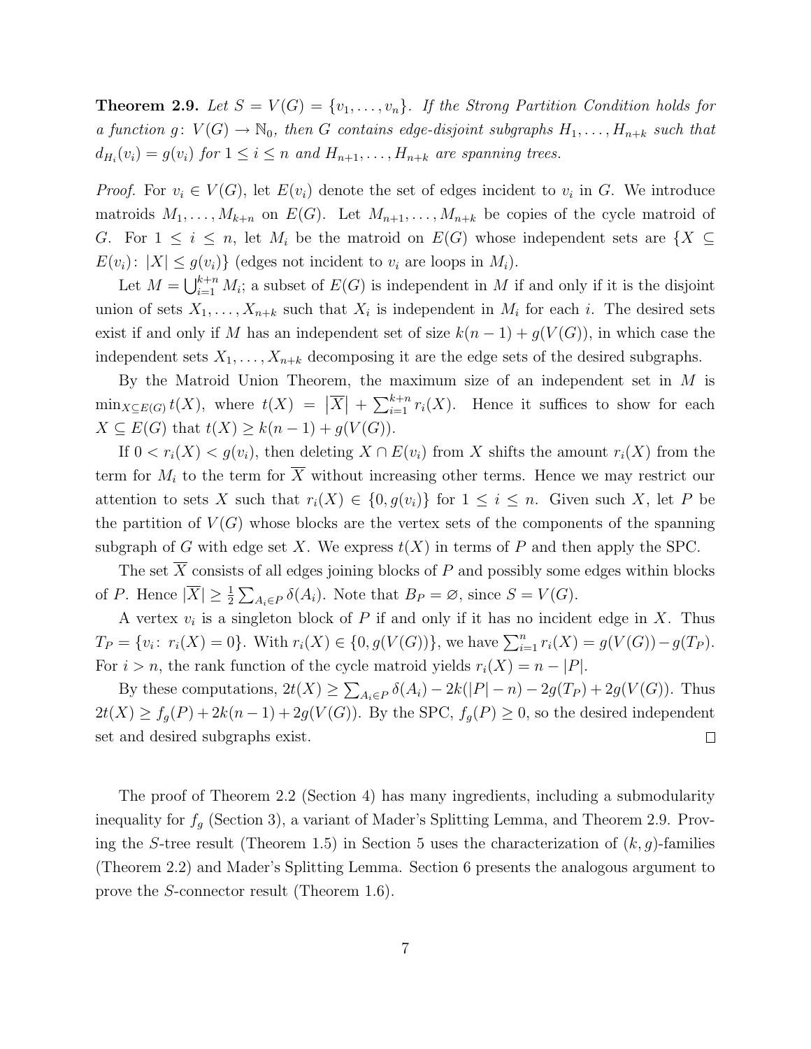**Theorem 2.9.** *Let $S = V(G) = \{v_1, \ldots, v_n\}$. If the Strong Partition Condition holds for a function $g\colon V(G) \to \mathbb{N}_0$, then $G$ contains edge-disjoint subgraphs $H_1, \ldots, H_{n+k}$ such that $d_{H_i}(v_i) = g(v_i)$ for $1 \le i \le n$ and $H_{n+1}, \ldots, H_{n+k}$ are spanning trees.*

*Proof.* For $v_i \in V(G)$, let $E(v_i)$ denote the set of edges incident to $v_i$ in $G$. We introduce matroids $M_1, \ldots, M_{k+n}$ on $E(G)$. Let $M_{n+1}, \ldots, M_{n+k}$ be copies of the cycle matroid of $G$. For $1 \le i \le n$, let $M_i$ be the matroid on $E(G)$ whose independent sets are $\{X \subseteq E(v_i)\colon |X| \le g(v_i)\}$ (edges not incident to $v_i$ are loops in $M_i$).

Let $M = \bigcup_{i=1}^{k+n} M_i$; a subset of $E(G)$ is independent in $M$ if and only if it is the disjoint union of sets $X_1, \ldots, X_{n+k}$ such that $X_i$ is independent in $M_i$ for each $i$. The desired sets exist if and only if $M$ has an independent set of size $k(n-1) + g(V(G))$, in which case the independent sets $X_1, \ldots, X_{n+k}$ decomposing it are the edge sets of the desired subgraphs.

By the Matroid Union Theorem, the maximum size of an independent set in $M$ is $\min_{X \subseteq E(G)} t(X)$, where $t(X) = \left|\overline{X}\right| + \sum_{i=1}^{k+n} r_i(X)$. Hence it suffices to show for each $X \subseteq E(G)$ that $t(X) \ge k(n-1) + g(V(G))$.

If $0 < r_i(X) < g(v_i)$, then deleting $X \cap E(v_i)$ from $X$ shifts the amount $r_i(X)$ from the term for $M_i$ to the term for $\overline{X}$ without increasing other terms. Hence we may restrict our attention to sets $X$ such that $r_i(X) \in \{0, g(v_i)\}$ for $1 \le i \le n$. Given such $X$, let $P$ be the partition of $V(G)$ whose blocks are the vertex sets of the components of the spanning subgraph of $G$ with edge set $X$. We express $t(X)$ in terms of $P$ and then apply the SPC.

The set $\overline{X}$ consists of all edges joining blocks of $P$ and possibly some edges within blocks of $P$. Hence $|\overline{X}| \ge \frac{1}{2}\sum_{A_i \in P} \delta(A_i)$. Note that $B_P = \varnothing$, since $S = V(G)$.

A vertex $v_i$ is a singleton block of $P$ if and only if it has no incident edge in $X$. Thus $T_P = \{v_i\colon r_i(X) = 0\}$. With $r_i(X) \in \{0, g(V(G))\}$, we have $\sum_{i=1}^{n} r_i(X) = g(V(G)) - g(T_P)$. For $i > n$, the rank function of the cycle matroid yields $r_i(X) = n - |P|$.

By these computations, $2t(X) \ge \sum_{A_i \in P} \delta(A_i) - 2k(|P| - n) - 2g(T_P) + 2g(V(G))$. Thus $2t(X) \ge f_g(P) + 2k(n-1) + 2g(V(G))$. By the SPC, $f_g(P) \ge 0$, so the desired independent set and desired subgraphs exist. $\square$

The proof of Theorem 2.2 (Section 4) has many ingredients, including a submodularity inequality for $f_g$ (Section 3), a variant of Mader's Splitting Lemma, and Theorem 2.9. Proving the $S$-tree result (Theorem 1.5) in Section 5 uses the characterization of $(k, g)$-families (Theorem 2.2) and Mader's Splitting Lemma. Section 6 presents the analogous argument to prove the $S$-connector result (Theorem 1.6).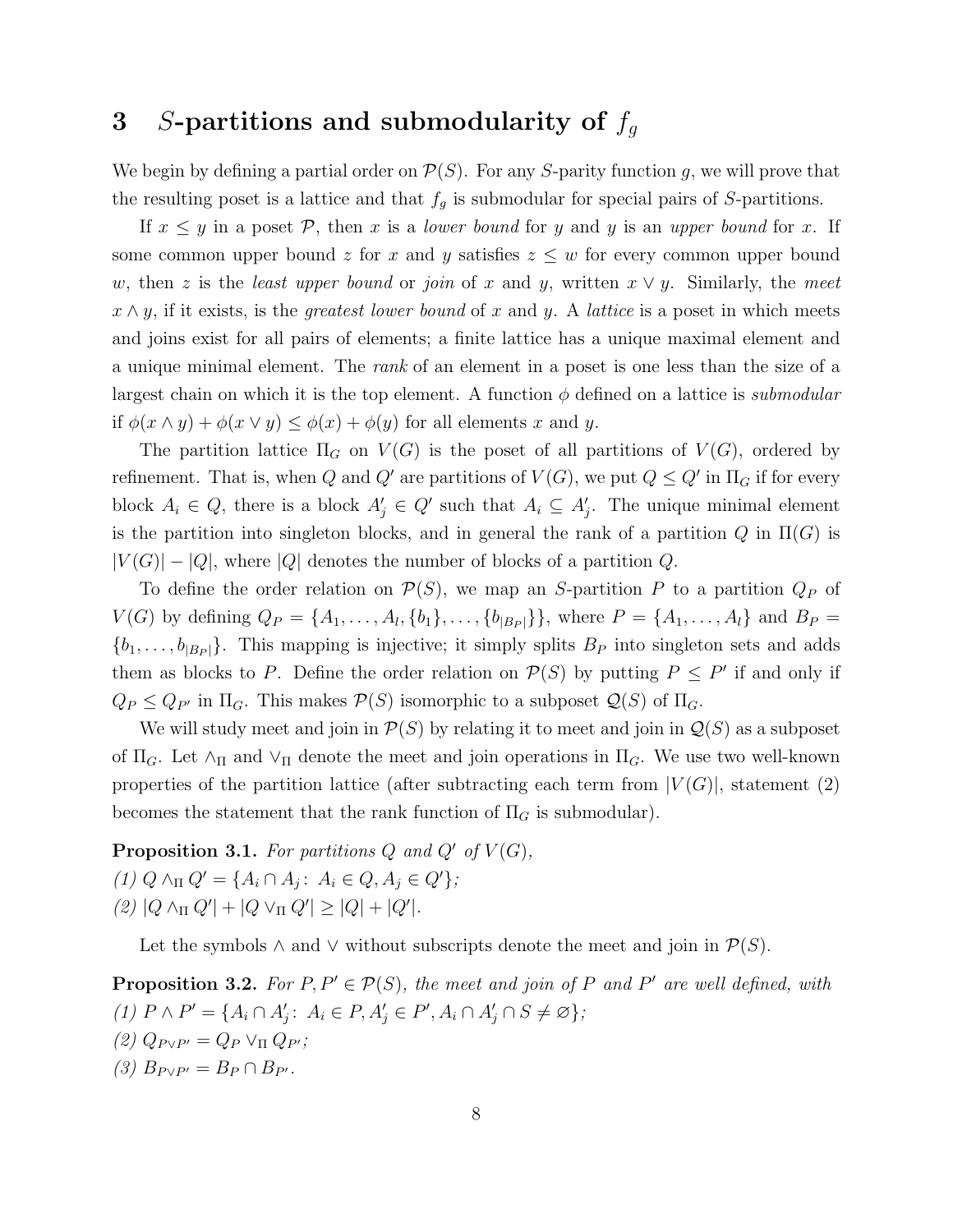## 3 $S$-partitions and submodularity of $f_g$

We begin by defining a partial order on $\mathcal{P}(S)$. For any $S$-parity function $g$, we will prove that the resulting poset is a lattice and that $f_g$ is submodular for special pairs of $S$-partitions.

If $x \leq y$ in a poset $\mathcal{P}$, then $x$ is a *lower bound* for $y$ and $y$ is an *upper bound* for $x$. If some common upper bound $z$ for $x$ and $y$ satisfies $z \leq w$ for every common upper bound $w$, then $z$ is the *least upper bound* or *join* of $x$ and $y$, written $x \vee y$. Similarly, the *meet* $x \wedge y$, if it exists, is the *greatest lower bound* of $x$ and $y$. A *lattice* is a poset in which meets and joins exist for all pairs of elements; a finite lattice has a unique maximal element and a unique minimal element. The *rank* of an element in a poset is one less than the size of a largest chain on which it is the top element. A function $\phi$ defined on a lattice is *submodular* if $\phi(x \wedge y) + \phi(x \vee y) \leq \phi(x) + \phi(y)$ for all elements $x$ and $y$.

The partition lattice $\Pi_G$ on $V(G)$ is the poset of all partitions of $V(G)$, ordered by refinement. That is, when $Q$ and $Q'$ are partitions of $V(G)$, we put $Q \leq Q'$ in $\Pi_G$ if for every block $A_i \in Q$, there is a block $A'_j \in Q'$ such that $A_i \subseteq A'_j$. The unique minimal element is the partition into singleton blocks, and in general the rank of a partition $Q$ in $\Pi(G)$ is $|V(G)| - |Q|$, where $|Q|$ denotes the number of blocks of a partition $Q$.

To define the order relation on $\mathcal{P}(S)$, we map an $S$-partition $P$ to a partition $Q_P$ of $V(G)$ by defining $Q_P = \{A_1, \ldots, A_l, \{b_1\}, \ldots, \{b_{|B_P|}\}\}$, where $P = \{A_1, \ldots, A_l\}$ and $B_P = \{b_1, \ldots, b_{|B_P|}\}$. This mapping is injective; it simply splits $B_P$ into singleton sets and adds them as blocks to $P$. Define the order relation on $\mathcal{P}(S)$ by putting $P \leq P'$ if and only if $Q_P \leq Q_{P'}$ in $\Pi_G$. This makes $\mathcal{P}(S)$ isomorphic to a subposet $\mathcal{Q}(S)$ of $\Pi_G$.

We will study meet and join in $\mathcal{P}(S)$ by relating it to meet and join in $\mathcal{Q}(S)$ as a subposet of $\Pi_G$. Let $\wedge_\Pi$ and $\vee_\Pi$ denote the meet and join operations in $\Pi_G$. We use two well-known properties of the partition lattice (after subtracting each term from $|V(G)|$, statement (2) becomes the statement that the rank function of $\Pi_G$ is submodular).

**Proposition 3.1.** *For partitions $Q$ and $Q'$ of $V(G)$,*
*(1) $Q \wedge_\Pi Q' = \{A_i \cap A_j \colon\ A_i \in Q, A_j \in Q'\}$;*
*(2) $|Q \wedge_\Pi Q'| + |Q \vee_\Pi Q'| \geq |Q| + |Q'|$.*

Let the symbols $\wedge$ and $\vee$ without subscripts denote the meet and join in $\mathcal{P}(S)$.

**Proposition 3.2.** *For $P, P' \in \mathcal{P}(S)$, the meet and join of $P$ and $P'$ are well defined, with*
*(1) $P \wedge P' = \{A_i \cap A'_j \colon\ A_i \in P, A'_j \in P', A_i \cap A'_j \cap S \neq \varnothing\}$;*
*(2) $Q_{P \vee P'} = Q_P \vee_\Pi Q_{P'}$;*
*(3) $B_{P \vee P'} = B_P \cap B_{P'}$.*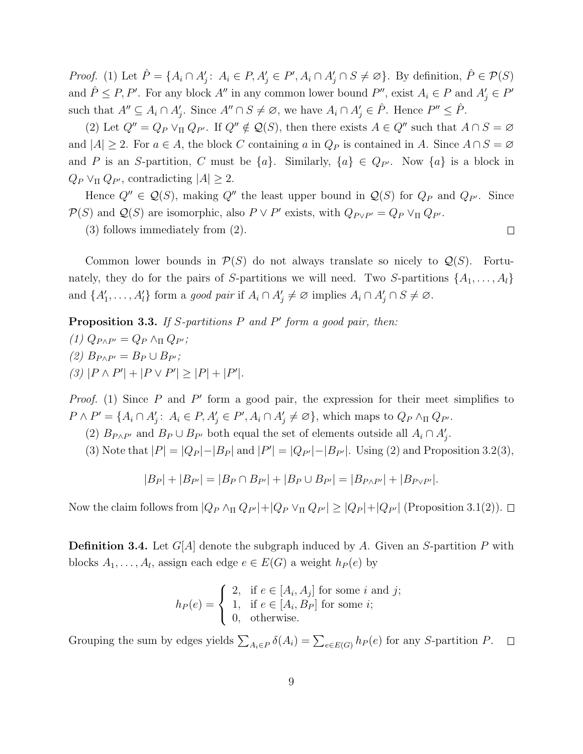*Proof.* (1) Let $\hat{P} = \{A_i \cap A'_j \colon A_i \in P, A'_j \in P', A_i \cap A'_j \cap S \neq \varnothing\}$. By definition, $\hat{P} \in \mathcal{P}(S)$ and $\hat{P} \leq P, P'$. For any block $A''$ in any common lower bound $P''$, exist $A_i \in P$ and $A'_j \in P'$ such that $A'' \subseteq A_i \cap A'_j$. Since $A'' \cap S \neq \varnothing$, we have $A_i \cap A'_j \in \hat{P}$. Hence $P'' \leq \hat{P}$.

(2) Let $Q'' = Q_P \vee_\Pi Q_{P'}$. If $Q'' \notin \mathcal{Q}(S)$, then there exists $A \in Q''$ such that $A \cap S = \varnothing$ and $|A| \geq 2$. For $a \in A$, the block $C$ containing $a$ in $Q_P$ is contained in $A$. Since $A \cap S = \varnothing$ and $P$ is an $S$-partition, $C$ must be $\{a\}$. Similarly, $\{a\} \in Q_{P'}$. Now $\{a\}$ is a block in $Q_P \vee_\Pi Q_{P'}$, contradicting $|A| \geq 2$.

Hence $Q'' \in \mathcal{Q}(S)$, making $Q''$ the least upper bound in $\mathcal{Q}(S)$ for $Q_P$ and $Q_{P'}$. Since $\mathcal{P}(S)$ and $\mathcal{Q}(S)$ are isomorphic, also $P \vee P'$ exists, with $Q_{P \vee P'} = Q_P \vee_\Pi Q_{P'}$.

(3) follows immediately from (2). □

Common lower bounds in $\mathcal{P}(S)$ do not always translate so nicely to $\mathcal{Q}(S)$. Fortunately, they do for the pairs of $S$-partitions we will need. Two $S$-partitions $\{A_1, \ldots, A_l\}$ and $\{A'_1, \ldots, A'_l\}$ form a *good pair* if $A_i \cap A'_j \neq \varnothing$ implies $A_i \cap A'_j \cap S \neq \varnothing$.

**Proposition 3.3.** *If $S$-partitions $P$ and $P'$ form a good pair, then:*
*(1) $Q_{P \wedge P'} = Q_P \wedge_\Pi Q_{P'}$;*
*(2) $B_{P \wedge P'} = B_P \cup B_{P'}$;*
*(3) $|P \wedge P'| + |P \vee P'| \geq |P| + |P'|$.*

*Proof.* (1) Since $P$ and $P'$ form a good pair, the expression for their meet simplifies to $P \wedge P' = \{A_i \cap A'_j \colon A_i \in P, A'_j \in P', A_i \cap A'_j \neq \varnothing\}$, which maps to $Q_P \wedge_\Pi Q_{P'}$.

(2) $B_{P \wedge P'}$ and $B_P \cup B_{P'}$ both equal the set of elements outside all $A_i \cap A'_j$.

(3) Note that $|P| = |Q_P| - |B_P|$ and $|P'| = |Q_{P'}| - |B_{P'}|$. Using (2) and Proposition 3.2(3),

$$|B_P| + |B_{P'}| = |B_P \cap B_{P'}| + |B_P \cup B_{P'}| = |B_{P \wedge P'}| + |B_{P \vee P'}|.$$

Now the claim follows from $|Q_P \wedge_\Pi Q_{P'}| + |Q_P \vee_\Pi Q_{P'}| \geq |Q_P| + |Q_{P'}|$ (Proposition 3.1(2)). □

**Definition 3.4.** Let $G[A]$ denote the subgraph induced by $A$. Given an $S$-partition $P$ with blocks $A_1, \ldots, A_l$, assign each edge $e \in E(G)$ a weight $h_P(e)$ by

$$h_P(e) = \begin{cases} 2, & \text{if } e \in [A_i, A_j] \text{ for some } i \text{ and } j; \\ 1, & \text{if } e \in [A_i, B_P] \text{ for some } i; \\ 0, & \text{otherwise.} \end{cases}$$

Grouping the sum by edges yields $\sum_{A_i \in P} \delta(A_i) = \sum_{e \in E(G)} h_P(e)$ for any $S$-partition $P$. □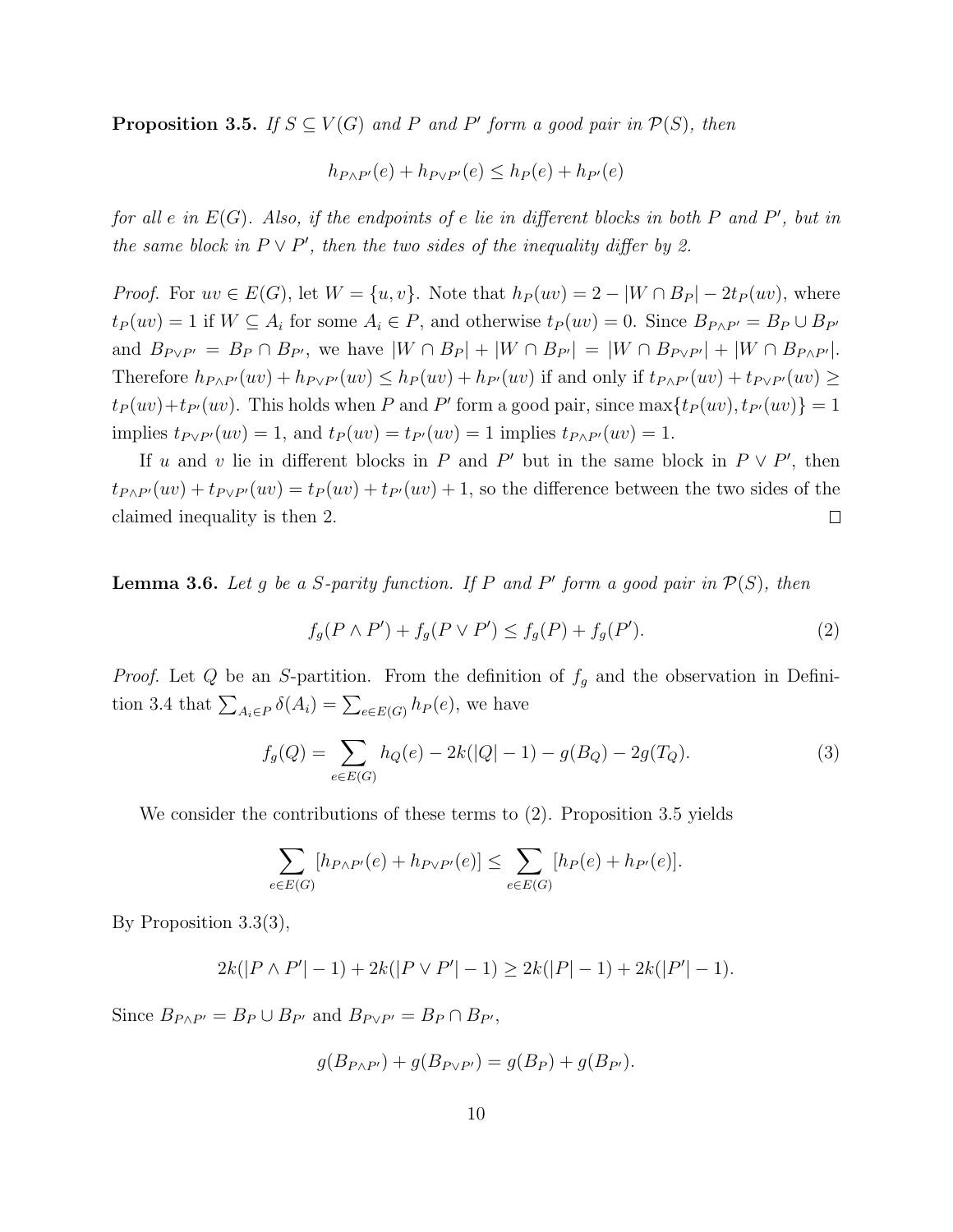**Proposition 3.5.** *If $S \subseteq V(G)$ and $P$ and $P'$ form a good pair in $\mathcal{P}(S)$, then*

$$h_{P \wedge P'}(e) + h_{P \vee P'}(e) \leq h_P(e) + h_{P'}(e)$$

*for all $e$ in $E(G)$. Also, if the endpoints of $e$ lie in different blocks in both $P$ and $P'$, but in the same block in $P \vee P'$, then the two sides of the inequality differ by 2.*

*Proof.* For $uv \in E(G)$, let $W = \{u, v\}$. Note that $h_P(uv) = 2 - |W \cap B_P| - 2t_P(uv)$, where $t_P(uv) = 1$ if $W \subseteq A_i$ for some $A_i \in P$, and otherwise $t_P(uv) = 0$. Since $B_{P \wedge P'} = B_P \cup B_{P'}$ and $B_{P \vee P'} = B_P \cap B_{P'}$, we have $|W \cap B_P| + |W \cap B_{P'}| = |W \cap B_{P \vee P'}| + |W \cap B_{P \wedge P'}|$. Therefore $h_{P \wedge P'}(uv) + h_{P \vee P'}(uv) \leq h_P(uv) + h_{P'}(uv)$ if and only if $t_{P \wedge P'}(uv) + t_{P \vee P'}(uv) \geq t_P(uv) + t_{P'}(uv)$. This holds when $P$ and $P'$ form a good pair, since $\max\{t_P(uv), t_{P'}(uv)\} = 1$ implies $t_{P \vee P'}(uv) = 1$, and $t_P(uv) = t_{P'}(uv) = 1$ implies $t_{P \wedge P'}(uv) = 1$.

If $u$ and $v$ lie in different blocks in $P$ and $P'$ but in the same block in $P \vee P'$, then $t_{P \wedge P'}(uv) + t_{P \vee P'}(uv) = t_P(uv) + t_{P'}(uv) + 1$, so the difference between the two sides of the claimed inequality is then 2. $\square$

**Lemma 3.6.** *Let $g$ be a $S$-parity function. If $P$ and $P'$ form a good pair in $\mathcal{P}(S)$, then*

$$f_g(P \wedge P') + f_g(P \vee P') \leq f_g(P) + f_g(P'). \tag{2}$$

*Proof.* Let $Q$ be an $S$-partition. From the definition of $f_g$ and the observation in Definition 3.4 that $\sum_{A_i \in P} \delta(A_i) = \sum_{e \in E(G)} h_P(e)$, we have

$$f_g(Q) = \sum_{e \in E(G)} h_Q(e) - 2k(|Q| - 1) - g(B_Q) - 2g(T_Q). \tag{3}$$

We consider the contributions of these terms to (2). Proposition 3.5 yields

$$\sum_{e \in E(G)} [h_{P \wedge P'}(e) + h_{P \vee P'}(e)] \leq \sum_{e \in E(G)} [h_P(e) + h_{P'}(e)].$$

By Proposition 3.3(3),

$$2k(|P \wedge P'| - 1) + 2k(|P \vee P'| - 1) \geq 2k(|P| - 1) + 2k(|P'| - 1).$$

Since $B_{P \wedge P'} = B_P \cup B_{P'}$ and $B_{P \vee P'} = B_P \cap B_{P'}$,

$$g(B_{P \wedge P'}) + g(B_{P \vee P'}) = g(B_P) + g(B_{P'}).$$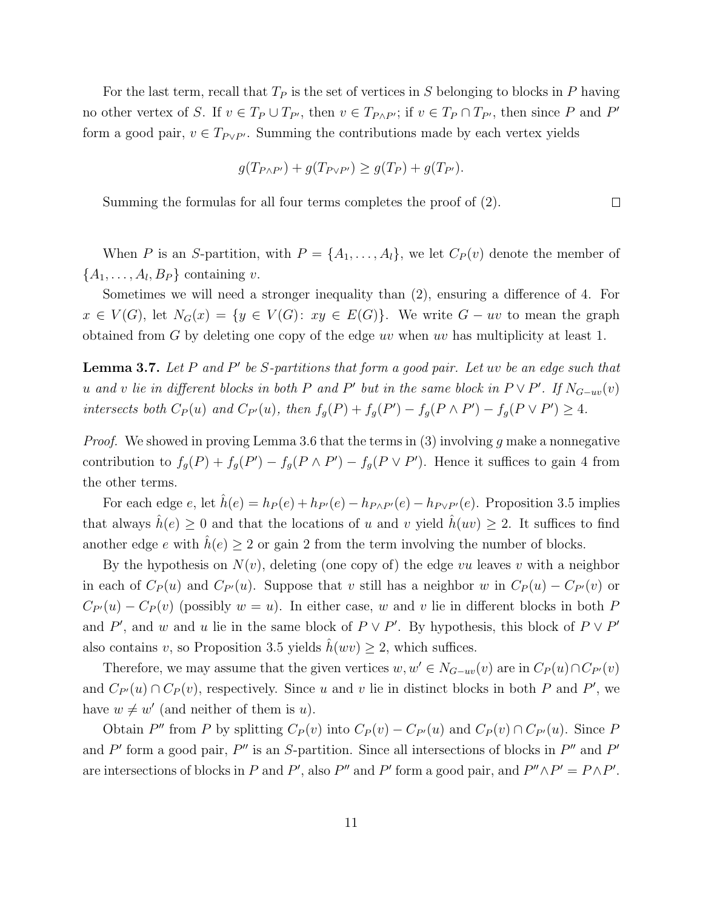For the last term, recall that $T_P$ is the set of vertices in $S$ belonging to blocks in $P$ having no other vertex of $S$. If $v \in T_P \cup T_{P'}$, then $v \in T_{P \wedge P'}$; if $v \in T_P \cap T_{P'}$, then since $P$ and $P'$ form a good pair, $v \in T_{P \vee P'}$. Summing the contributions made by each vertex yields

$$g(T_{P \wedge P'}) + g(T_{P \vee P'}) \geq g(T_P) + g(T_{P'}).$$

Summing the formulas for all four terms completes the proof of (2). $\square$

When $P$ is an $S$-partition, with $P = \{A_1, \ldots, A_l\}$, we let $C_P(v)$ denote the member of $\{A_1, \ldots, A_l, B_P\}$ containing $v$.

Sometimes we will need a stronger inequality than (2), ensuring a difference of 4. For $x \in V(G)$, let $N_G(x) = \{y \in V(G)\colon\, xy \in E(G)\}$. We write $G - uv$ to mean the graph obtained from $G$ by deleting one copy of the edge $uv$ when $uv$ has multiplicity at least 1.

**Lemma 3.7.** *Let $P$ and $P'$ be $S$-partitions that form a good pair. Let $uv$ be an edge such that $u$ and $v$ lie in different blocks in both $P$ and $P'$ but in the same block in $P \vee P'$. If $N_{G-uv}(v)$ intersects both $C_P(u)$ and $C_{P'}(u)$, then $f_g(P) + f_g(P') - f_g(P \wedge P') - f_g(P \vee P') \geq 4$.*

*Proof.* We showed in proving Lemma 3.6 that the terms in (3) involving $g$ make a nonnegative contribution to $f_g(P) + f_g(P') - f_g(P \wedge P') - f_g(P \vee P')$. Hence it suffices to gain 4 from the other terms.

For each edge $e$, let $\hat{h}(e) = h_P(e) + h_{P'}(e) - h_{P \wedge P'}(e) - h_{P \vee P'}(e)$. Proposition 3.5 implies that always $\hat{h}(e) \geq 0$ and that the locations of $u$ and $v$ yield $\hat{h}(uv) \geq 2$. It suffices to find another edge $e$ with $\hat{h}(e) \geq 2$ or gain 2 from the term involving the number of blocks.

By the hypothesis on $N(v)$, deleting (one copy of) the edge $vu$ leaves $v$ with a neighbor in each of $C_P(u)$ and $C_{P'}(u)$. Suppose that $v$ still has a neighbor $w$ in $C_P(u) - C_{P'}(v)$ or $C_{P'}(u) - C_P(v)$ (possibly $w = u$). In either case, $w$ and $v$ lie in different blocks in both $P$ and $P'$, and $w$ and $u$ lie in the same block of $P \vee P'$. By hypothesis, this block of $P \vee P'$ also contains $v$, so Proposition 3.5 yields $\hat{h}(wv) \geq 2$, which suffices.

Therefore, we may assume that the given vertices $w, w' \in N_{G-uv}(v)$ are in $C_P(u) \cap C_{P'}(v)$ and $C_{P'}(u) \cap C_P(v)$, respectively. Since $u$ and $v$ lie in distinct blocks in both $P$ and $P'$, we have $w \neq w'$ (and neither of them is $u$).

Obtain $P''$ from $P$ by splitting $C_P(v)$ into $C_P(v) - C_{P'}(u)$ and $C_P(v) \cap C_{P'}(u)$. Since $P$ and $P'$ form a good pair, $P''$ is an $S$-partition. Since all intersections of blocks in $P''$ and $P'$ are intersections of blocks in $P$ and $P'$, also $P''$ and $P'$ form a good pair, and $P'' \wedge P' = P \wedge P'$.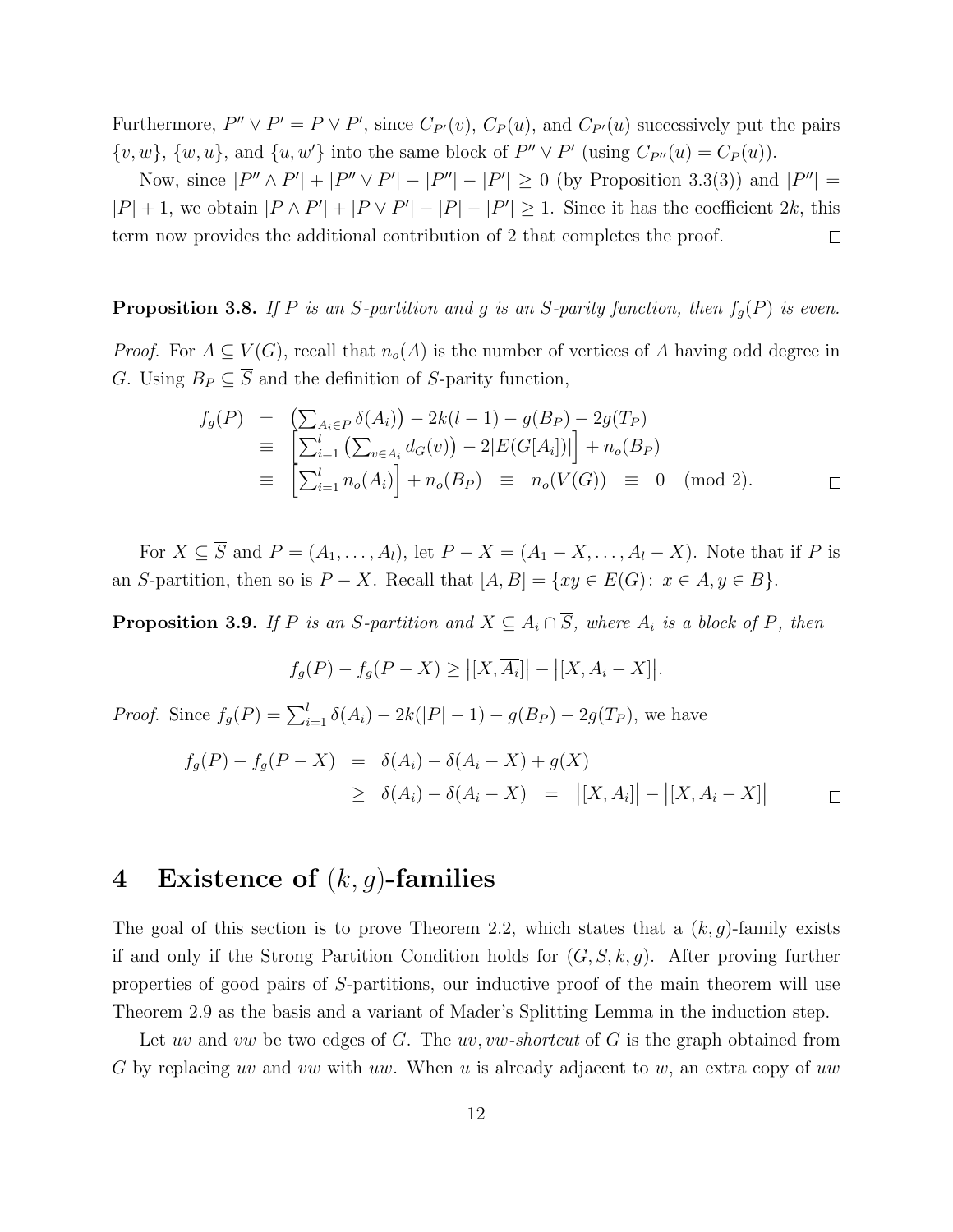Furthermore, $P'' \vee P' = P \vee P'$, since $C_{P'}(v)$, $C_P(u)$, and $C_{P'}(u)$ successively put the pairs $\{v, w\}$, $\{w, u\}$, and $\{u, w'\}$ into the same block of $P'' \vee P'$ (using $C_{P''}(u) = C_P(u)$).

Now, since $|P'' \wedge P'| + |P'' \vee P'| - |P''| - |P'| \geq 0$ (by Proposition 3.3(3)) and $|P''| = |P| + 1$, we obtain $|P \wedge P'| + |P \vee P'| - |P| - |P'| \geq 1$. Since it has the coefficient $2k$, this term now provides the additional contribution of 2 that completes the proof. □

**Proposition 3.8.** *If $P$ is an $S$-partition and $g$ is an $S$-parity function, then $f_g(P)$ is even.*

*Proof.* For $A \subseteq V(G)$, recall that $n_o(A)$ is the number of vertices of $A$ having odd degree in $G$. Using $B_P \subseteq \overline{S}$ and the definition of $S$-parity function,

$$
\begin{aligned}
f_g(P) &= \left(\sum_{A_i \in P} \delta(A_i)\right) - 2k(l-1) - g(B_P) - 2g(T_P) \\
&\equiv \left[\sum_{i=1}^{l} \left(\sum_{v \in A_i} d_G(v)\right) - 2|E(G[A_i])|\right] + n_o(B_P) \\
&\equiv \left[\sum_{i=1}^{l} n_o(A_i)\right] + n_o(B_P) \;\equiv\; n_o(V(G)) \;\equiv\; 0 \pmod 2.
\end{aligned}
$$
□

For $X \subseteq \overline{S}$ and $P = (A_1, \ldots, A_l)$, let $P - X = (A_1 - X, \ldots, A_l - X)$. Note that if $P$ is an $S$-partition, then so is $P - X$. Recall that $[A, B] = \{xy \in E(G) \colon x \in A, y \in B\}$.

**Proposition 3.9.** *If $P$ is an $S$-partition and $X \subseteq A_i \cap \overline{S}$, where $A_i$ is a block of $P$, then*

$$f_g(P) - f_g(P - X) \geq \left|[X, \overline{A_i}]\right| - \left|[X, A_i - X]\right|.$$

*Proof.* Since $f_g(P) = \sum_{i=1}^{l} \delta(A_i) - 2k(|P| - 1) - g(B_P) - 2g(T_P)$, we have

$$
\begin{aligned}
f_g(P) - f_g(P - X) &= \delta(A_i) - \delta(A_i - X) + g(X) \\
&\geq \delta(A_i) - \delta(A_i - X) \;=\; \left|[X, \overline{A_i}]\right| - \left|[X, A_i - X]\right|
\end{aligned}
$$
□

# 4 Existence of $(k, g)$-families

The goal of this section is to prove Theorem 2.2, which states that a $(k, g)$-family exists if and only if the Strong Partition Condition holds for $(G, S, k, g)$. After proving further properties of good pairs of $S$-partitions, our inductive proof of the main theorem will use Theorem 2.9 as the basis and a variant of Mader's Splitting Lemma in the induction step.

Let $uv$ and $vw$ be two edges of $G$. The $uv, vw$-*shortcut* of $G$ is the graph obtained from $G$ by replacing $uv$ and $vw$ with $uw$. When $u$ is already adjacent to $w$, an extra copy of $uw$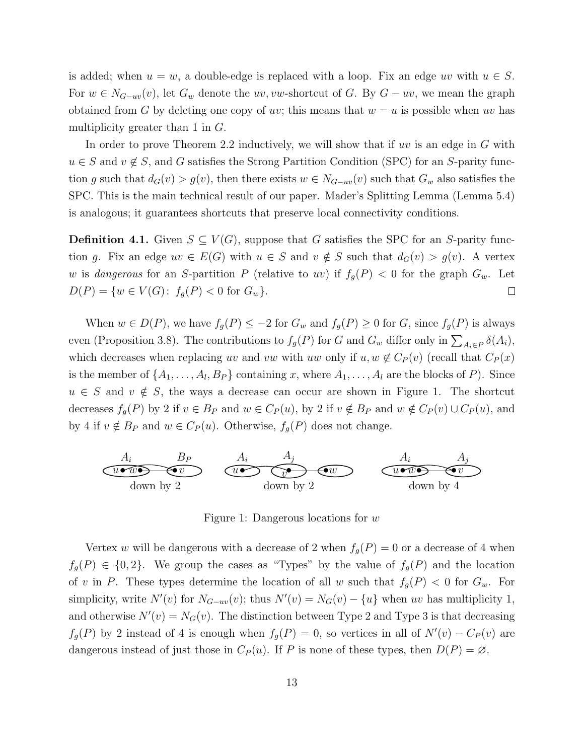is added; when $u = w$, a double-edge is replaced with a loop. Fix an edge $uv$ with $u \in S$. For $w \in N_{G-uv}(v)$, let $G_w$ denote the $uv, vw$-shortcut of $G$. By $G - uv$, we mean the graph obtained from $G$ by deleting one copy of $uv$; this means that $w = u$ is possible when $uv$ has multiplicity greater than 1 in $G$.

In order to prove Theorem 2.2 inductively, we will show that if $uv$ is an edge in $G$ with $u \in S$ and $v \notin S$, and $G$ satisfies the Strong Partition Condition (SPC) for an $S$-parity function $g$ such that $d_G(v) > g(v)$, then there exists $w \in N_{G-uv}(v)$ such that $G_w$ also satisfies the SPC. This is the main technical result of our paper. Mader's Splitting Lemma (Lemma 5.4) is analogous; it guarantees shortcuts that preserve local connectivity conditions.

**Definition 4.1.** Given $S \subseteq V(G)$, suppose that $G$ satisfies the SPC for an $S$-parity function $g$. Fix an edge $uv \in E(G)$ with $u \in S$ and $v \notin S$ such that $d_G(v) > g(v)$. A vertex $w$ is *dangerous* for an $S$-partition $P$ (relative to $uv$) if $f_g(P) < 0$ for the graph $G_w$. Let $D(P) = \{w \in V(G) \colon f_g(P) < 0 \text{ for } G_w\}$. □

When $w \in D(P)$, we have $f_g(P) \leq -2$ for $G_w$ and $f_g(P) \geq 0$ for $G$, since $f_g(P)$ is always even (Proposition 3.8). The contributions to $f_g(P)$ for $G$ and $G_w$ differ only in $\sum_{A_i \in P} \delta(A_i)$, which decreases when replacing $uv$ and $vw$ with $uw$ only if $u, w \notin C_P(v)$ (recall that $C_P(x)$ is the member of $\{A_1, \ldots, A_l, B_P\}$ containing $x$, where $A_1, \ldots, A_l$ are the blocks of $P$). Since $u \in S$ and $v \notin S$, the ways a decrease can occur are shown in Figure 1. The shortcut decreases $f_g(P)$ by 2 if $v \in B_P$ and $w \in C_P(u)$, by 2 if $v \notin B_P$ and $w \notin C_P(v) \cup C_P(u)$, and by 4 if $v \notin B_P$ and $w \in C_P(u)$. Otherwise, $f_g(P)$ does not change.

Figure 1: Dangerous locations for $w$

Vertex $w$ will be dangerous with a decrease of 2 when $f_g(P) = 0$ or a decrease of 4 when $f_g(P) \in \{0, 2\}$. We group the cases as "Types" by the value of $f_g(P)$ and the location of $v$ in $P$. These types determine the location of all $w$ such that $f_g(P) < 0$ for $G_w$. For simplicity, write $N'(v)$ for $N_{G-uv}(v)$; thus $N'(v) = N_G(v) - \{u\}$ when $uv$ has multiplicity 1, and otherwise $N'(v) = N_G(v)$. The distinction between Type 2 and Type 3 is that decreasing $f_g(P)$ by 2 instead of 4 is enough when $f_g(P) = 0$, so vertices in all of $N'(v) - C_P(v)$ are dangerous instead of just those in $C_P(u)$. If $P$ is none of these types, then $D(P) = \varnothing$.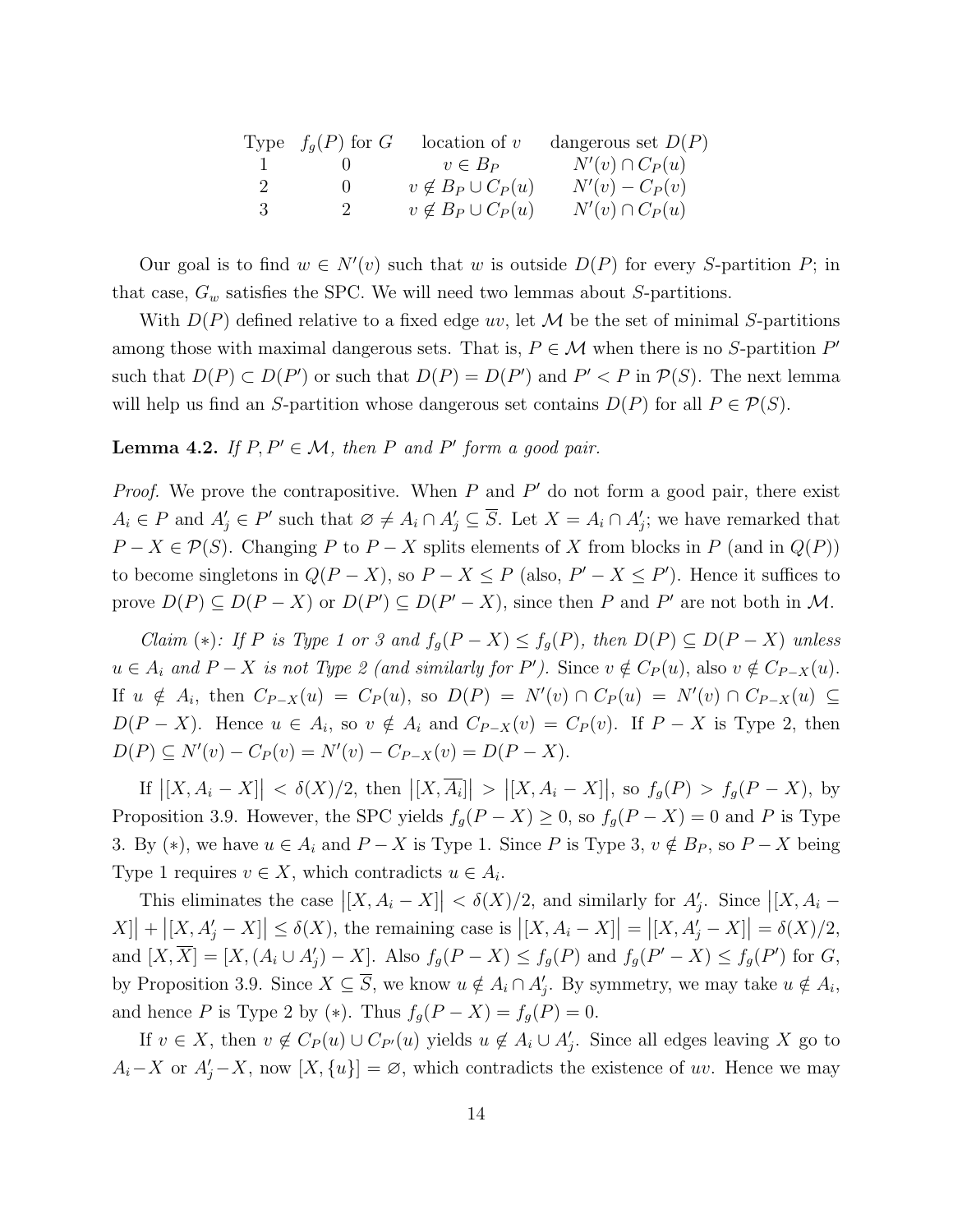| Type | $f_g(P)$ for $G$ | location of $v$ | dangerous set $D(P)$ |
|---|---|---|---|
| 1 | 0 | $v \in B_P$ | $N'(v) \cap C_P(u)$ |
| 2 | 0 | $v \notin B_P \cup C_P(u)$ | $N'(v) - C_P(v)$ |
| 3 | 2 | $v \notin B_P \cup C_P(u)$ | $N'(v) \cap C_P(u)$ |

Our goal is to find $w \in N'(v)$ such that $w$ is outside $D(P)$ for every $S$-partition $P$; in that case, $G_w$ satisfies the SPC. We will need two lemmas about $S$-partitions.

With $D(P)$ defined relative to a fixed edge $uv$, let $\mathcal{M}$ be the set of minimal $S$-partitions among those with maximal dangerous sets. That is, $P \in \mathcal{M}$ when there is no $S$-partition $P'$ such that $D(P) \subset D(P')$ or such that $D(P) = D(P')$ and $P' < P$ in $\mathcal{P}(S)$. The next lemma will help us find an $S$-partition whose dangerous set contains $D(P)$ for all $P \in \mathcal{P}(S)$.

**Lemma 4.2.** *If $P, P' \in \mathcal{M}$, then $P$ and $P'$ form a good pair.*

*Proof.* We prove the contrapositive. When $P$ and $P'$ do not form a good pair, there exist $A_i \in P$ and $A'_j \in P'$ such that $\varnothing \neq A_i \cap A'_j \subseteq \overline{S}$. Let $X = A_i \cap A'_j$; we have remarked that $P - X \in \mathcal{P}(S)$. Changing $P$ to $P - X$ splits elements of $X$ from blocks in $P$ (and in $Q(P)$) to become singletons in $Q(P - X)$, so $P - X \leq P$ (also, $P' - X \leq P'$). Hence it suffices to prove $D(P) \subseteq D(P - X)$ or $D(P') \subseteq D(P' - X)$, since then $P$ and $P'$ are not both in $\mathcal{M}$.

*Claim $(*)$: If $P$ is Type 1 or 3 and $f_g(P - X) \leq f_g(P)$, then $D(P) \subseteq D(P - X)$ unless $u \in A_i$ and $P - X$ is not Type 2 (and similarly for $P'$).* Since $v \notin C_P(u)$, also $v \notin C_{P-X}(u)$. If $u \notin A_i$, then $C_{P-X}(u) = C_P(u)$, so $D(P) = N'(v) \cap C_P(u) = N'(v) \cap C_{P-X}(u) \subseteq D(P - X)$. Hence $u \in A_i$, so $v \notin A_i$ and $C_{P-X}(v) = C_P(v)$. If $P - X$ is Type 2, then $D(P) \subseteq N'(v) - C_P(v) = N'(v) - C_{P-X}(v) = D(P - X)$.

If $\left|[X, A_i - X]\right| < \delta(X)/2$, then $\left|[X, \overline{A_i}]\right| > \left|[X, A_i - X]\right|$, so $f_g(P) > f_g(P - X)$, by Proposition 3.9. However, the SPC yields $f_g(P - X) \geq 0$, so $f_g(P - X) = 0$ and $P$ is Type 3. By $(*)$, we have $u \in A_i$ and $P - X$ is Type 1. Since $P$ is Type 3, $v \notin B_P$, so $P - X$ being Type 1 requires $v \in X$, which contradicts $u \in A_i$.

This eliminates the case $\left|[X, A_i - X]\right| < \delta(X)/2$, and similarly for $A'_j$. Since $\left|[X, A_i - X]\right| + \left|[X, A'_j - X]\right| \leq \delta(X)$, the remaining case is $\left|[X, A_i - X]\right| = \left|[X, A'_j - X]\right| = \delta(X)/2$, and $[X, \overline{X}] = [X, (A_i \cup A'_j) - X]$. Also $f_g(P - X) \leq f_g(P)$ and $f_g(P' - X) \leq f_g(P')$ for $G$, by Proposition 3.9. Since $X \subseteq \overline{S}$, we know $u \notin A_i \cap A'_j$. By symmetry, we may take $u \notin A_i$, and hence $P$ is Type 2 by $(*)$. Thus $f_g(P - X) = f_g(P) = 0$.

If $v \in X$, then $v \notin C_P(u) \cup C_{P'}(u)$ yields $u \notin A_i \cup A'_j$. Since all edges leaving $X$ go to $A_i - X$ or $A'_j - X$, now $[X, \{u\}] = \varnothing$, which contradicts the existence of $uv$. Hence we may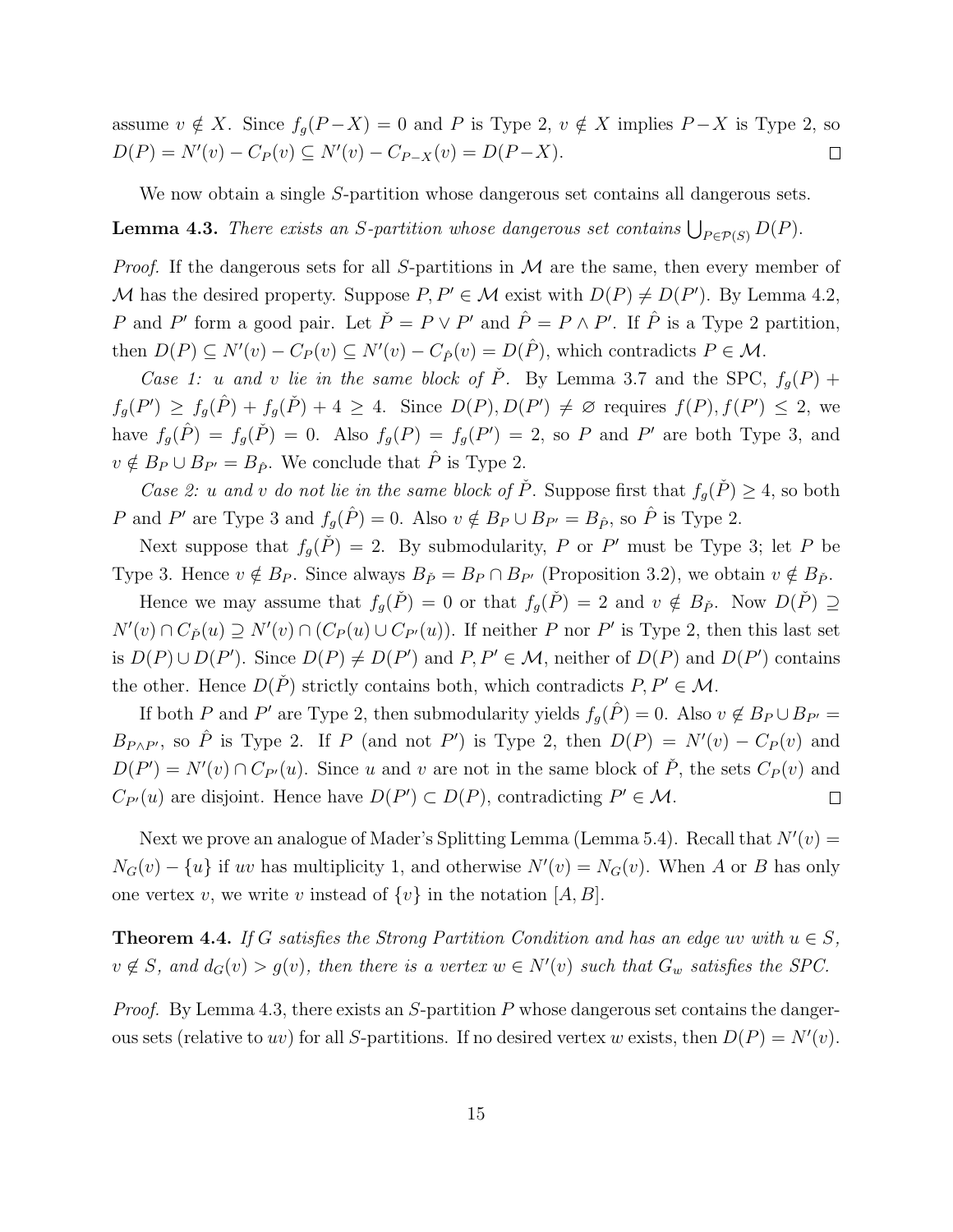assume $v \notin X$. Since $f_g(P-X) = 0$ and $P$ is Type 2, $v \notin X$ implies $P-X$ is Type 2, so $D(P) = N'(v) - C_P(v) \subseteq N'(v) - C_{P-X}(v) = D(P-X)$. ☐

We now obtain a single $S$-partition whose dangerous set contains all dangerous sets.

**Lemma 4.3.** *There exists an $S$-partition whose dangerous set contains $\bigcup_{P \in \mathcal{P}(S)} D(P)$.*

*Proof.* If the dangerous sets for all $S$-partitions in $\mathcal{M}$ are the same, then every member of $\mathcal{M}$ has the desired property. Suppose $P, P' \in \mathcal{M}$ exist with $D(P) \neq D(P')$. By Lemma 4.2, $P$ and $P'$ form a good pair. Let $\check{P} = P \vee P'$ and $\hat{P} = P \wedge P'$. If $\hat{P}$ is a Type 2 partition, then $D(P) \subseteq N'(v) - C_P(v) \subseteq N'(v) - C_{\hat{P}}(v) = D(\hat{P})$, which contradicts $P \in \mathcal{M}$.

*Case 1: $u$ and $v$ lie in the same block of $\check{P}$.* By Lemma 3.7 and the SPC, $f_g(P) + f_g(P') \geq f_g(\hat{P}) + f_g(\check{P}) + 4 \geq 4$. Since $D(P), D(P') \neq \varnothing$ requires $f(P), f(P') \leq 2$, we have $f_g(\hat{P}) = f_g(\check{P}) = 0$. Also $f_g(P) = f_g(P') = 2$, so $P$ and $P'$ are both Type 3, and $v \notin B_P \cup B_{P'} = B_{\hat{P}}$. We conclude that $\hat{P}$ is Type 2.

*Case 2: $u$ and $v$ do not lie in the same block of $\check{P}$.* Suppose first that $f_g(\check{P}) \geq 4$, so both $P$ and $P'$ are Type 3 and $f_g(\hat{P}) = 0$. Also $v \notin B_P \cup B_{P'} = B_{\hat{P}}$, so $\hat{P}$ is Type 2.

Next suppose that $f_g(\check{P}) = 2$. By submodularity, $P$ or $P'$ must be Type 3; let $P$ be Type 3. Hence $v \notin B_P$. Since always $B_{\check{P}} = B_P \cap B_{P'}$ (Proposition 3.2), we obtain $v \notin B_{\check{P}}$.

Hence we may assume that $f_g(\check{P}) = 0$ or that $f_g(\check{P}) = 2$ and $v \notin B_{\check{P}}$. Now $D(\check{P}) \supseteq N'(v) \cap C_{\check{P}}(u) \supseteq N'(v) \cap (C_P(u) \cup C_{P'}(u))$. If neither $P$ nor $P'$ is Type 2, then this last set is $D(P) \cup D(P')$. Since $D(P) \neq D(P')$ and $P, P' \in \mathcal{M}$, neither of $D(P)$ and $D(P')$ contains the other. Hence $D(\check{P})$ strictly contains both, which contradicts $P, P' \in \mathcal{M}$.

If both $P$ and $P'$ are Type 2, then submodularity yields $f_g(\hat{P}) = 0$. Also $v \notin B_P \cup B_{P'} = B_{P \wedge P'}$, so $\hat{P}$ is Type 2. If $P$ (and not $P'$) is Type 2, then $D(P) = N'(v) - C_P(v)$ and $D(P') = N'(v) \cap C_{P'}(u)$. Since $u$ and $v$ are not in the same block of $\check{P}$, the sets $C_P(v)$ and $C_{P'}(u)$ are disjoint. Hence have $D(P') \subset D(P)$, contradicting $P' \in \mathcal{M}$. ☐

Next we prove an analogue of Mader's Splitting Lemma (Lemma 5.4). Recall that $N'(v) = N_G(v) - \{u\}$ if $uv$ has multiplicity 1, and otherwise $N'(v) = N_G(v)$. When $A$ or $B$ has only one vertex $v$, we write $v$ instead of $\{v\}$ in the notation $[A, B]$.

**Theorem 4.4.** *If $G$ satisfies the Strong Partition Condition and has an edge $uv$ with $u \in S$, $v \notin S$, and $d_G(v) > g(v)$, then there is a vertex $w \in N'(v)$ such that $G_w$ satisfies the SPC.*

*Proof.* By Lemma 4.3, there exists an $S$-partition $P$ whose dangerous set contains the dangerous sets (relative to $uv$) for all $S$-partitions. If no desired vertex $w$ exists, then $D(P) = N'(v)$.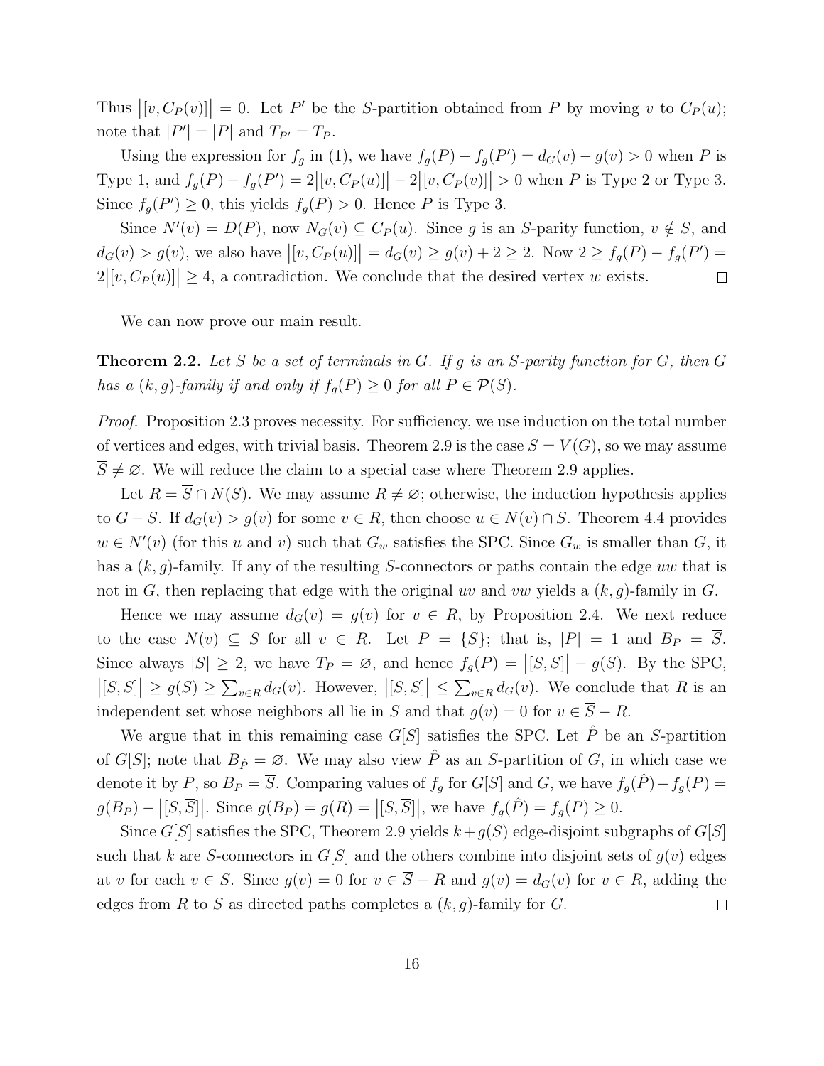Thus $\left|[v, C_P(v)]\right| = 0$. Let $P'$ be the $S$-partition obtained from $P$ by moving $v$ to $C_P(u)$; note that $|P'| = |P|$ and $T_{P'} = T_P$.

Using the expression for $f_g$ in (1), we have $f_g(P) - f_g(P') = d_G(v) - g(v) > 0$ when $P$ is Type 1, and $f_g(P) - f_g(P') = 2\left|[v, C_P(u)]\right| - 2\left|[v, C_P(v)]\right| > 0$ when $P$ is Type 2 or Type 3. Since $f_g(P') \geq 0$, this yields $f_g(P) > 0$. Hence $P$ is Type 3.

Since $N'(v) = D(P)$, now $N_G(v) \subseteq C_P(u)$. Since $g$ is an $S$-parity function, $v \notin S$, and $d_G(v) > g(v)$, we also have $\left|[v, C_P(u)]\right| = d_G(v) \geq g(v) + 2 \geq 2$. Now $2 \geq f_g(P) - f_g(P') = 2\left|[v, C_P(u)]\right| \geq 4$, a contradiction. We conclude that the desired vertex $w$ exists. $\square$

We can now prove our main result.

**Theorem 2.2.** *Let $S$ be a set of terminals in $G$. If $g$ is an $S$-parity function for $G$, then $G$ has a $(k, g)$-family if and only if $f_g(P) \geq 0$ for all $P \in \mathcal{P}(S)$.*

*Proof.* Proposition 2.3 proves necessity. For sufficiency, we use induction on the total number of vertices and edges, with trivial basis. Theorem 2.9 is the case $S = V(G)$, so we may assume $\overline{S} \neq \varnothing$. We will reduce the claim to a special case where Theorem 2.9 applies.

Let $R = \overline{S} \cap N(S)$. We may assume $R \neq \varnothing$; otherwise, the induction hypothesis applies to $G - \overline{S}$. If $d_G(v) > g(v)$ for some $v \in R$, then choose $u \in N(v) \cap S$. Theorem 4.4 provides $w \in N'(v)$ (for this $u$ and $v$) such that $G_w$ satisfies the SPC. Since $G_w$ is smaller than $G$, it has a $(k, g)$-family. If any of the resulting $S$-connectors or paths contain the edge $uw$ that is not in $G$, then replacing that edge with the original $uv$ and $vw$ yields a $(k, g)$-family in $G$.

Hence we may assume $d_G(v) = g(v)$ for $v \in R$, by Proposition 2.4. We next reduce to the case $N(v) \subseteq S$ for all $v \in R$. Let $P = \{S\}$; that is, $|P| = 1$ and $B_P = \overline{S}$. Since always $|S| \geq 2$, we have $T_P = \varnothing$, and hence $f_g(P) = \left|[S, \overline{S}]\right| - g(\overline{S})$. By the SPC, $\left|[S, \overline{S}]\right| \geq g(\overline{S}) \geq \sum_{v \in R} d_G(v)$. However, $\left|[S, \overline{S}]\right| \leq \sum_{v \in R} d_G(v)$. We conclude that $R$ is an independent set whose neighbors all lie in $S$ and that $g(v) = 0$ for $v \in \overline{S} - R$.

We argue that in this remaining case $G[S]$ satisfies the SPC. Let $\hat{P}$ be an $S$-partition of $G[S]$; note that $B_{\hat{P}} = \varnothing$. We may also view $\hat{P}$ as an $S$-partition of $G$, in which case we denote it by $P$, so $B_P = \overline{S}$. Comparing values of $f_g$ for $G[S]$ and $G$, we have $f_g(\hat{P}) - f_g(P) = g(B_P) - \left|[S, \overline{S}]\right|$. Since $g(B_P) = g(R) = \left|[S, \overline{S}]\right|$, we have $f_g(\hat{P}) = f_g(P) \geq 0$.

Since $G[S]$ satisfies the SPC, Theorem 2.9 yields $k + g(S)$ edge-disjoint subgraphs of $G[S]$ such that $k$ are $S$-connectors in $G[S]$ and the others combine into disjoint sets of $g(v)$ edges at $v$ for each $v \in S$. Since $g(v) = 0$ for $v \in \overline{S} - R$ and $g(v) = d_G(v)$ for $v \in R$, adding the edges from $R$ to $S$ as directed paths completes a $(k, g)$-family for $G$. $\square$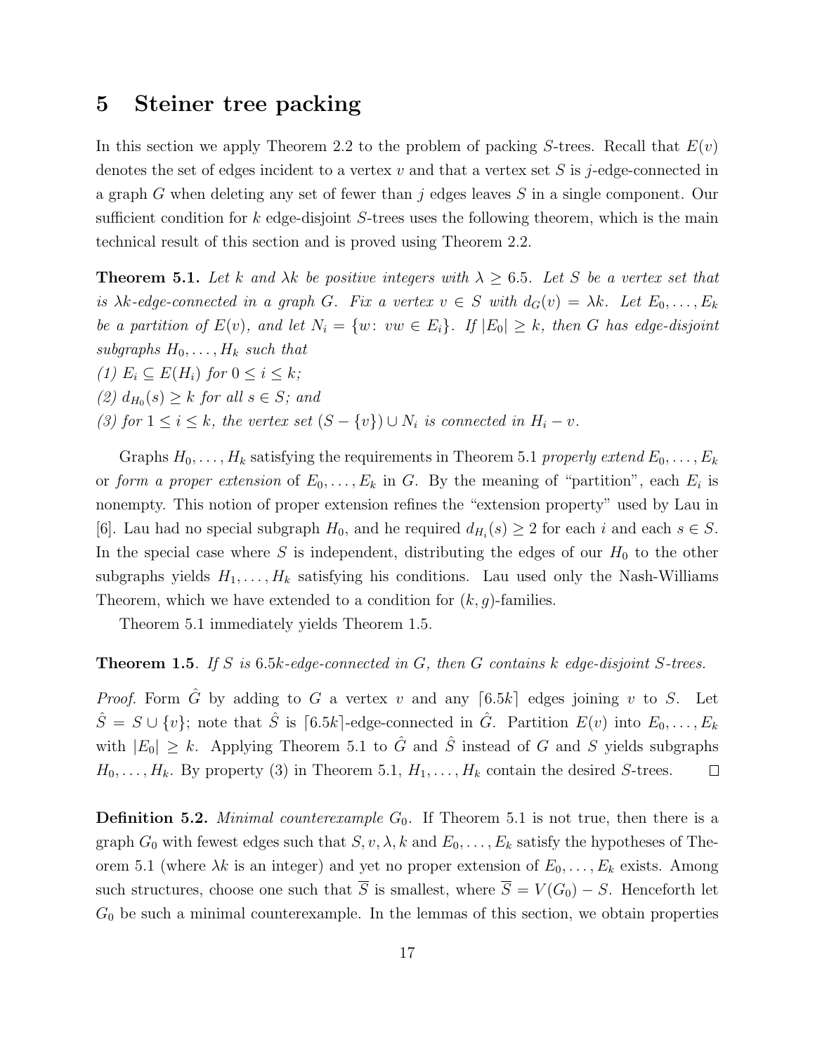# 5 Steiner tree packing

In this section we apply Theorem 2.2 to the problem of packing $S$-trees. Recall that $E(v)$ denotes the set of edges incident to a vertex $v$ and that a vertex set $S$ is $j$-edge-connected in a graph $G$ when deleting any set of fewer than $j$ edges leaves $S$ in a single component. Our sufficient condition for $k$ edge-disjoint $S$-trees uses the following theorem, which is the main technical result of this section and is proved using Theorem 2.2.

**Theorem 5.1.** *Let $k$ and $\lambda k$ be positive integers with $\lambda \geq 6.5$. Let $S$ be a vertex set that is $\lambda k$-edge-connected in a graph $G$. Fix a vertex $v \in S$ with $d_G(v) = \lambda k$. Let $E_0, \ldots, E_k$ be a partition of $E(v)$, and let $N_i = \{w\colon vw \in E_i\}$. If $|E_0| \geq k$, then $G$ has edge-disjoint subgraphs $H_0, \ldots, H_k$ such that*
*(1) $E_i \subseteq E(H_i)$ for $0 \leq i \leq k$;*
*(2) $d_{H_0}(s) \geq k$ for all $s \in S$; and*
*(3) for $1 \leq i \leq k$, the vertex set $(S - \{v\}) \cup N_i$ is connected in $H_i - v$.*

Graphs $H_0, \ldots, H_k$ satisfying the requirements in Theorem 5.1 *properly extend* $E_0, \ldots, E_k$ or *form a proper extension* of $E_0, \ldots, E_k$ in $G$. By the meaning of "partition", each $E_i$ is nonempty. This notion of proper extension refines the "extension property" used by Lau in [6]. Lau had no special subgraph $H_0$, and he required $d_{H_i}(s) \geq 2$ for each $i$ and each $s \in S$. In the special case where $S$ is independent, distributing the edges of our $H_0$ to the other subgraphs yields $H_1, \ldots, H_k$ satisfying his conditions. Lau used only the Nash-Williams Theorem, which we have extended to a condition for $(k, g)$-families.

Theorem 5.1 immediately yields Theorem 1.5.

**Theorem 1.5**. *If $S$ is $6.5k$-edge-connected in $G$, then $G$ contains $k$ edge-disjoint $S$-trees.*

*Proof.* Form $\hat{G}$ by adding to $G$ a vertex $v$ and any $\lceil 6.5k \rceil$ edges joining $v$ to $S$. Let $\hat{S} = S \cup \{v\}$; note that $\hat{S}$ is $\lceil 6.5k \rceil$-edge-connected in $\hat{G}$. Partition $E(v)$ into $E_0, \ldots, E_k$ with $|E_0| \geq k$. Applying Theorem 5.1 to $\hat{G}$ and $\hat{S}$ instead of $G$ and $S$ yields subgraphs $H_0, \ldots, H_k$. By property (3) in Theorem 5.1, $H_1, \ldots, H_k$ contain the desired $S$-trees. □

**Definition 5.2.** *Minimal counterexample $G_0$.* If Theorem 5.1 is not true, then there is a graph $G_0$ with fewest edges such that $S, v, \lambda, k$ and $E_0, \ldots, E_k$ satisfy the hypotheses of Theorem 5.1 (where $\lambda k$ is an integer) and yet no proper extension of $E_0, \ldots, E_k$ exists. Among such structures, choose one such that $\overline{S}$ is smallest, where $\overline{S} = V(G_0) - S$. Henceforth let $G_0$ be such a minimal counterexample. In the lemmas of this section, we obtain properties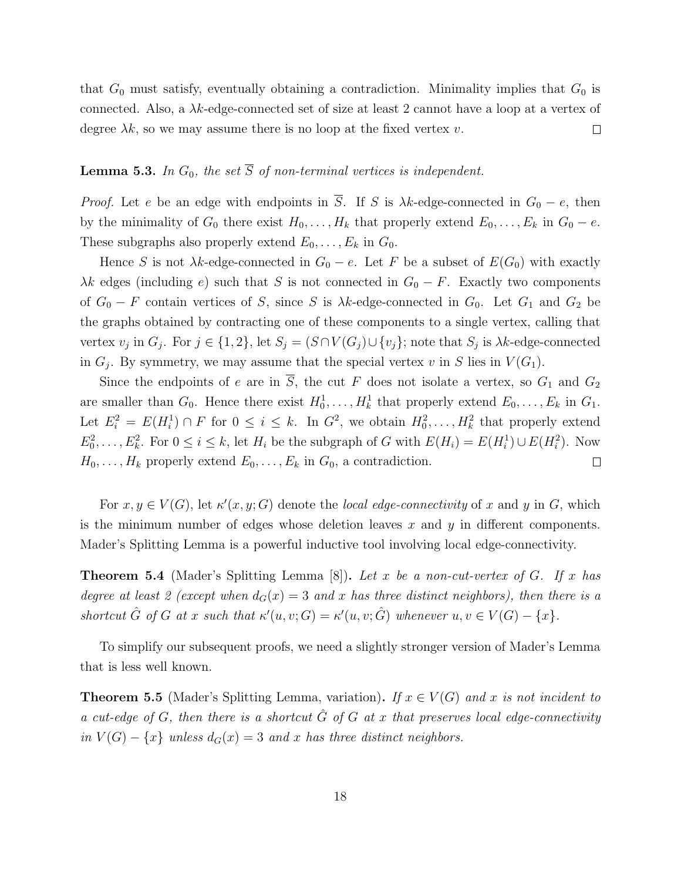that $G_0$ must satisfy, eventually obtaining a contradiction. Minimality implies that $G_0$ is connected. Also, a $\lambda k$-edge-connected set of size at least 2 cannot have a loop at a vertex of degree $\lambda k$, so we may assume there is no loop at the fixed vertex $v$. $\square$

**Lemma 5.3.** *In $G_0$, the set $\overline{S}$ of non-terminal vertices is independent.*

*Proof.* Let $e$ be an edge with endpoints in $\overline{S}$. If $S$ is $\lambda k$-edge-connected in $G_0 - e$, then by the minimality of $G_0$ there exist $H_0, \ldots, H_k$ that properly extend $E_0, \ldots, E_k$ in $G_0 - e$. These subgraphs also properly extend $E_0, \ldots, E_k$ in $G_0$.

Hence $S$ is not $\lambda k$-edge-connected in $G_0 - e$. Let $F$ be a subset of $E(G_0)$ with exactly $\lambda k$ edges (including $e$) such that $S$ is not connected in $G_0 - F$. Exactly two components of $G_0 - F$ contain vertices of $S$, since $S$ is $\lambda k$-edge-connected in $G_0$. Let $G_1$ and $G_2$ be the graphs obtained by contracting one of these components to a single vertex, calling that vertex $v_j$ in $G_j$. For $j \in \{1, 2\}$, let $S_j = (S \cap V(G_j) \cup \{v_j\}$; note that $S_j$ is $\lambda k$-edge-connected in $G_j$. By symmetry, we may assume that the special vertex $v$ in $S$ lies in $V(G_1)$.

Since the endpoints of $e$ are in $\overline{S}$, the cut $F$ does not isolate a vertex, so $G_1$ and $G_2$ are smaller than $G_0$. Hence there exist $H_0^1, \ldots, H_k^1$ that properly extend $E_0, \ldots, E_k$ in $G_1$. Let $E_i^2 = E(H_i^1) \cap F$ for $0 \le i \le k$. In $G^2$, we obtain $H_0^2, \ldots, H_k^2$ that properly extend $E_0^2, \ldots, E_k^2$. For $0 \le i \le k$, let $H_i$ be the subgraph of $G$ with $E(H_i) = E(H_i^1) \cup E(H_i^2)$. Now $H_0, \ldots, H_k$ properly extend $E_0, \ldots, E_k$ in $G_0$, a contradiction. $\square$

For $x, y \in V(G)$, let $\kappa'(x, y; G)$ denote the *local edge-connectivity* of $x$ and $y$ in $G$, which is the minimum number of edges whose deletion leaves $x$ and $y$ in different components. Mader's Splitting Lemma is a powerful inductive tool involving local edge-connectivity.

**Theorem 5.4** (Mader's Splitting Lemma [8])**.** *Let $x$ be a non-cut-vertex of $G$. If $x$ has degree at least 2 (except when $d_G(x) = 3$ and $x$ has three distinct neighbors), then there is a shortcut $\hat{G}$ of $G$ at $x$ such that $\kappa'(u, v; G) = \kappa'(u, v; \hat{G})$ whenever $u, v \in V(G) - \{x\}$.*

To simplify our subsequent proofs, we need a slightly stronger version of Mader's Lemma that is less well known.

**Theorem 5.5** (Mader's Splitting Lemma, variation)**.** *If $x \in V(G)$ and $x$ is not incident to a cut-edge of $G$, then there is a shortcut $\hat{G}$ of $G$ at $x$ that preserves local edge-connectivity in $V(G) - \{x\}$ unless $d_G(x) = 3$ and $x$ has three distinct neighbors.*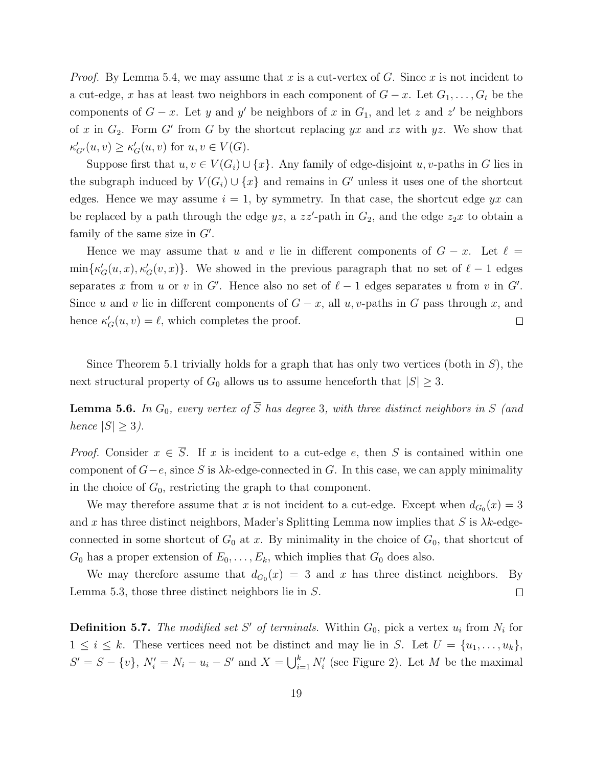*Proof.* By Lemma 5.4, we may assume that $x$ is a cut-vertex of $G$. Since $x$ is not incident to a cut-edge, $x$ has at least two neighbors in each component of $G - x$. Let $G_1, \ldots, G_t$ be the components of $G - x$. Let $y$ and $y'$ be neighbors of $x$ in $G_1$, and let $z$ and $z'$ be neighbors of $x$ in $G_2$. Form $G'$ from $G$ by the shortcut replacing $yx$ and $xz$ with $yz$. We show that $\kappa'_{G'}(u, v) \geq \kappa'_G(u, v)$ for $u, v \in V(G)$.

Suppose first that $u, v \in V(G_i) \cup \{x\}$. Any family of edge-disjoint $u, v$-paths in $G$ lies in the subgraph induced by $V(G_i) \cup \{x\}$ and remains in $G'$ unless it uses one of the shortcut edges. Hence we may assume $i = 1$, by symmetry. In that case, the shortcut edge $yx$ can be replaced by a path through the edge $yz$, a $zz'$-path in $G_2$, and the edge $z_2x$ to obtain a family of the same size in $G'$.

Hence we may assume that $u$ and $v$ lie in different components of $G - x$. Let $\ell = \min\{\kappa'_G(u, x), \kappa'_G(v, x)\}$. We showed in the previous paragraph that no set of $\ell - 1$ edges separates $x$ from $u$ or $v$ in $G'$. Hence also no set of $\ell - 1$ edges separates $u$ from $v$ in $G'$. Since $u$ and $v$ lie in different components of $G - x$, all $u, v$-paths in $G$ pass through $x$, and hence $\kappa'_G(u, v) = \ell$, which completes the proof. □

Since Theorem 5.1 trivially holds for a graph that has only two vertices (both in $S$), the next structural property of $G_0$ allows us to assume henceforth that $|S| \geq 3$.

**Lemma 5.6.** *In $G_0$, every vertex of $\overline{S}$ has degree 3, with three distinct neighbors in $S$ (and hence $|S| \geq 3$).*

*Proof.* Consider $x \in \overline{S}$. If $x$ is incident to a cut-edge $e$, then $S$ is contained within one component of $G - e$, since $S$ is $\lambda k$-edge-connected in $G$. In this case, we can apply minimality in the choice of $G_0$, restricting the graph to that component.

We may therefore assume that $x$ is not incident to a cut-edge. Except when $d_{G_0}(x) = 3$ and $x$ has three distinct neighbors, Mader's Splitting Lemma now implies that $S$ is $\lambda k$-edge-connected in some shortcut of $G_0$ at $x$. By minimality in the choice of $G_0$, that shortcut of $G_0$ has a proper extension of $E_0, \ldots, E_k$, which implies that $G_0$ does also.

We may therefore assume that $d_{G_0}(x) = 3$ and $x$ has three distinct neighbors. By Lemma 5.3, those three distinct neighbors lie in $S$. □

**Definition 5.7.** *The modified set $S'$ of terminals.* Within $G_0$, pick a vertex $u_i$ from $N_i$ for $1 \leq i \leq k$. These vertices need not be distinct and may lie in $S$. Let $U = \{u_1, \ldots, u_k\}$, $S' = S - \{v\}$, $N'_i = N_i - u_i - S'$ and $X = \bigcup_{i=1}^{k} N'_i$ (see Figure 2). Let $M$ be the maximal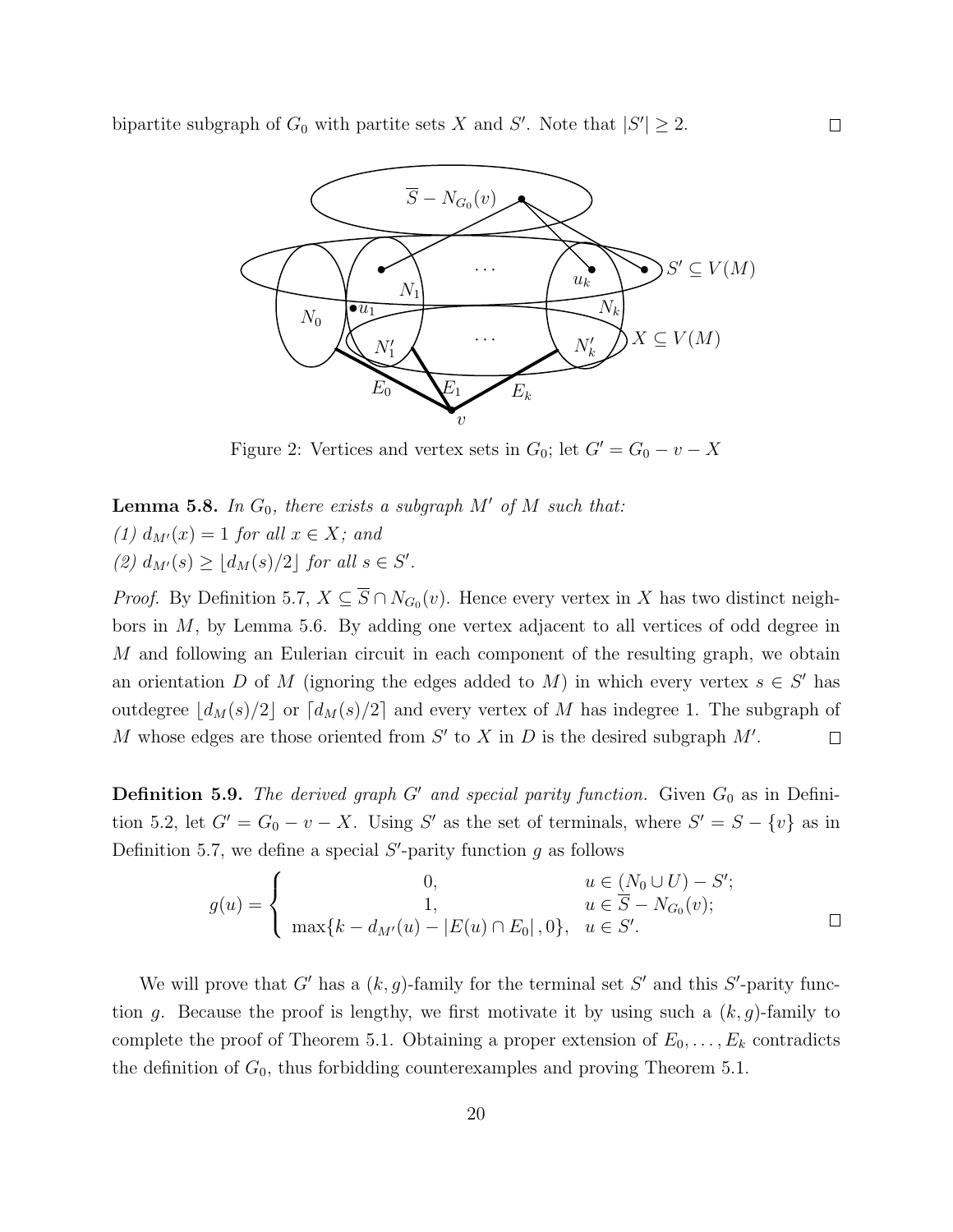bipartite subgraph of $G_0$ with partite sets $X$ and $S'$. Note that $|S'| \geq 2$. $\square$

Figure 2: Vertices and vertex sets in $G_0$; let $G' = G_0 - v - X$

**Lemma 5.8.** *In $G_0$, there exists a subgraph $M'$ of $M$ such that:*
*(1) $d_{M'}(x) = 1$ for all $x \in X$; and*
*(2) $d_{M'}(s) \geq \lfloor d_M(s)/2 \rfloor$ for all $s \in S'$.*

*Proof.* By Definition 5.7, $X \subseteq \overline{S} \cap N_{G_0}(v)$. Hence every vertex in $X$ has two distinct neighbors in $M$, by Lemma 5.6. By adding one vertex adjacent to all vertices of odd degree in $M$ and following an Eulerian circuit in each component of the resulting graph, we obtain an orientation $D$ of $M$ (ignoring the edges added to $M$) in which every vertex $s \in S'$ has outdegree $\lfloor d_M(s)/2 \rfloor$ or $\lceil d_M(s)/2 \rceil$ and every vertex of $M$ has indegree 1. The subgraph of $M$ whose edges are those oriented from $S'$ to $X$ in $D$ is the desired subgraph $M'$. $\square$

**Definition 5.9.** *The derived graph $G'$ and special parity function.* Given $G_0$ as in Definition 5.2, let $G' = G_0 - v - X$. Using $S'$ as the set of terminals, where $S' = S - \{v\}$ as in Definition 5.7, we define a special $S'$-parity function $g$ as follows

$$g(u) = \begin{cases} 0, & u \in (N_0 \cup U) - S'; \\ 1, & u \in \overline{S} - N_{G_0}(v); \\ \max\{k - d_{M'}(u) - |E(u) \cap E_0|, 0\}, & u \in S'. \end{cases}$$

$\square$

We will prove that $G'$ has a $(k, g)$-family for the terminal set $S'$ and this $S'$-parity function $g$. Because the proof is lengthy, we first motivate it by using such a $(k, g)$-family to complete the proof of Theorem 5.1. Obtaining a proper extension of $E_0, \ldots, E_k$ contradicts the definition of $G_0$, thus forbidding counterexamples and proving Theorem 5.1.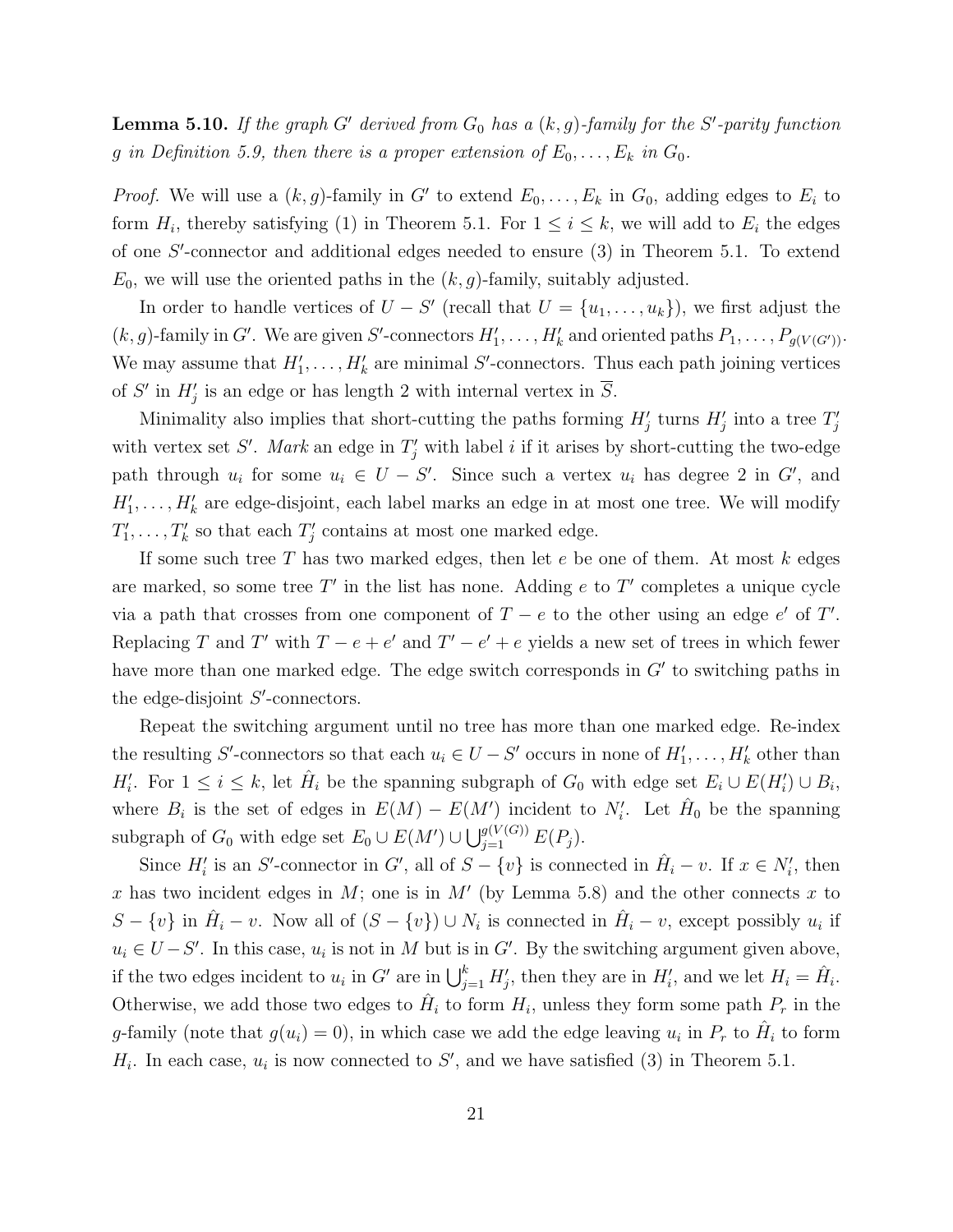**Lemma 5.10.** *If the graph $G'$ derived from $G_0$ has a $(k, g)$-family for the $S'$-parity function $g$ in Definition 5.9, then there is a proper extension of $E_0, \ldots, E_k$ in $G_0$.*

*Proof.* We will use a $(k, g)$-family in $G'$ to extend $E_0, \ldots, E_k$ in $G_0$, adding edges to $E_i$ to form $H_i$, thereby satisfying (1) in Theorem 5.1. For $1 \le i \le k$, we will add to $E_i$ the edges of one $S'$-connector and additional edges needed to ensure (3) in Theorem 5.1. To extend $E_0$, we will use the oriented paths in the $(k, g)$-family, suitably adjusted.

In order to handle vertices of $U - S'$ (recall that $U = \{u_1, \ldots, u_k\}$), we first adjust the $(k, g)$-family in $G'$. We are given $S'$-connectors $H'_1, \ldots, H'_k$ and oriented paths $P_1, \ldots, P_{g(V(G'))}$. We may assume that $H'_1, \ldots, H'_k$ are minimal $S'$-connectors. Thus each path joining vertices of $S'$ in $H'_j$ is an edge or has length 2 with internal vertex in $\overline{S}$.

Minimality also implies that short-cutting the paths forming $H'_j$ turns $H'_j$ into a tree $T'_j$ with vertex set $S'$. *Mark* an edge in $T'_j$ with label $i$ if it arises by short-cutting the two-edge path through $u_i$ for some $u_i \in U - S'$. Since such a vertex $u_i$ has degree 2 in $G'$, and $H'_1, \ldots, H'_k$ are edge-disjoint, each label marks an edge in at most one tree. We will modify $T'_1, \ldots, T'_k$ so that each $T'_j$ contains at most one marked edge.

If some such tree $T$ has two marked edges, then let $e$ be one of them. At most $k$ edges are marked, so some tree $T'$ in the list has none. Adding $e$ to $T'$ completes a unique cycle via a path that crosses from one component of $T - e$ to the other using an edge $e'$ of $T'$. Replacing $T$ and $T'$ with $T - e + e'$ and $T' - e' + e$ yields a new set of trees in which fewer have more than one marked edge. The edge switch corresponds in $G'$ to switching paths in the edge-disjoint $S'$-connectors.

Repeat the switching argument until no tree has more than one marked edge. Re-index the resulting $S'$-connectors so that each $u_i \in U - S'$ occurs in none of $H'_1, \ldots, H'_k$ other than $H'_i$. For $1 \le i \le k$, let $\hat{H}_i$ be the spanning subgraph of $G_0$ with edge set $E_i \cup E(H'_i) \cup B_i$, where $B_i$ is the set of edges in $E(M) - E(M')$ incident to $N'_i$. Let $\hat{H}_0$ be the spanning subgraph of $G_0$ with edge set $E_0 \cup E(M') \cup \bigcup_{j=1}^{g(V(G))} E(P_j)$.

Since $H'_i$ is an $S'$-connector in $G'$, all of $S - \{v\}$ is connected in $\hat{H}_i - v$. If $x \in N'_i$, then $x$ has two incident edges in $M$; one is in $M'$ (by Lemma 5.8) and the other connects $x$ to $S - \{v\}$ in $\hat{H}_i - v$. Now all of $(S - \{v\}) \cup N_i$ is connected in $\hat{H}_i - v$, except possibly $u_i$ if $u_i \in U - S'$. In this case, $u_i$ is not in $M$ but is in $G'$. By the switching argument given above, if the two edges incident to $u_i$ in $G'$ are in $\bigcup_{j=1}^{k} H'_j$, then they are in $H'_i$, and we let $H_i = \hat{H}_i$. Otherwise, we add those two edges to $\hat{H}_i$ to form $H_i$, unless they form some path $P_r$ in the $g$-family (note that $g(u_i) = 0$), in which case we add the edge leaving $u_i$ in $P_r$ to $\hat{H}_i$ to form $H_i$. In each case, $u_i$ is now connected to $S'$, and we have satisfied (3) in Theorem 5.1.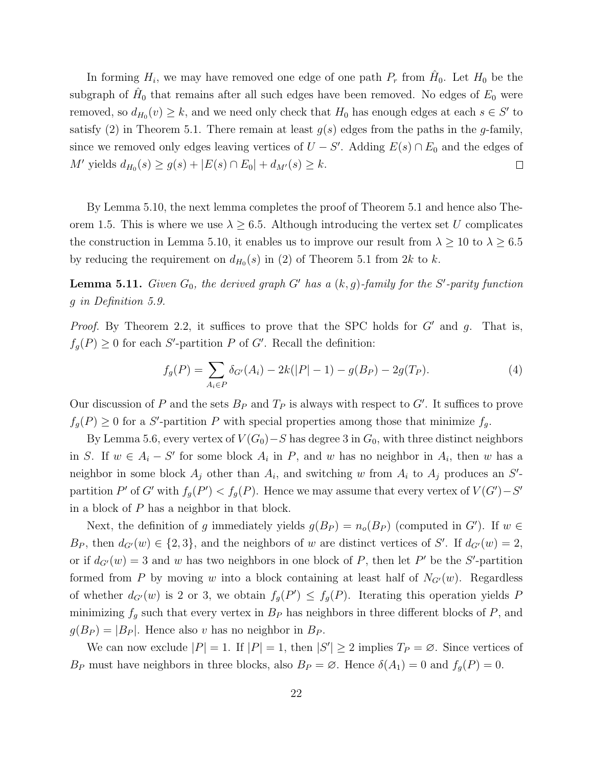In forming $H_i$, we may have removed one edge of one path $P_r$ from $\hat{H}_0$. Let $H_0$ be the subgraph of $\hat{H}_0$ that remains after all such edges have been removed. No edges of $E_0$ were removed, so $d_{H_0}(v) \geq k$, and we need only check that $H_0$ has enough edges at each $s \in S'$ to satisfy (2) in Theorem 5.1. There remain at least $g(s)$ edges from the paths in the $g$-family, since we removed only edges leaving vertices of $U - S'$. Adding $E(s) \cap E_0$ and the edges of $M'$ yields $d_{H_0}(s) \geq g(s) + |E(s) \cap E_0| + d_{M'}(s) \geq k$. $\square$

By Lemma 5.10, the next lemma completes the proof of Theorem 5.1 and hence also Theorem 1.5. This is where we use $\lambda \geq 6.5$. Although introducing the vertex set $U$ complicates the construction in Lemma 5.10, it enables us to improve our result from $\lambda \geq 10$ to $\lambda \geq 6.5$ by reducing the requirement on $d_{H_0}(s)$ in (2) of Theorem 5.1 from $2k$ to $k$.

**Lemma 5.11.** *Given $G_0$, the derived graph $G'$ has a $(k, g)$-family for the $S'$-parity function $g$ in Definition 5.9.*

*Proof.* By Theorem 2.2, it suffices to prove that the SPC holds for $G'$ and $g$. That is, $f_g(P) \geq 0$ for each $S'$-partition $P$ of $G'$. Recall the definition:

$$f_g(P) = \sum_{A_i \in P} \delta_{G'}(A_i) - 2k(|P| - 1) - g(B_P) - 2g(T_P). \tag{4}$$

Our discussion of $P$ and the sets $B_P$ and $T_P$ is always with respect to $G'$. It suffices to prove $f_g(P) \geq 0$ for a $S'$-partition $P$ with special properties among those that minimize $f_g$.

By Lemma 5.6, every vertex of $V(G_0) - S$ has degree 3 in $G_0$, with three distinct neighbors in $S$. If $w \in A_i - S'$ for some block $A_i$ in $P$, and $w$ has no neighbor in $A_i$, then $w$ has a neighbor in some block $A_j$ other than $A_i$, and switching $w$ from $A_i$ to $A_j$ produces an $S'$-partition $P'$ of $G'$ with $f_g(P') < f_g(P)$. Hence we may assume that every vertex of $V(G') - S'$ in a block of $P$ has a neighbor in that block.

Next, the definition of $g$ immediately yields $g(B_P) = n_o(B_P)$ (computed in $G'$). If $w \in B_P$, then $d_{G'}(w) \in \{2, 3\}$, and the neighbors of $w$ are distinct vertices of $S'$. If $d_{G'}(w) = 2$, or if $d_{G'}(w) = 3$ and $w$ has two neighbors in one block of $P$, then let $P'$ be the $S'$-partition formed from $P$ by moving $w$ into a block containing at least half of $N_{G'}(w)$. Regardless of whether $d_{G'}(w)$ is 2 or 3, we obtain $f_g(P') \leq f_g(P)$. Iterating this operation yields $P$ minimizing $f_g$ such that every vertex in $B_P$ has neighbors in three different blocks of $P$, and $g(B_P) = |B_P|$. Hence also $v$ has no neighbor in $B_P$.

We can now exclude $|P| = 1$. If $|P| = 1$, then $|S'| \geq 2$ implies $T_P = \varnothing$. Since vertices of $B_P$ must have neighbors in three blocks, also $B_P = \varnothing$. Hence $\delta(A_1) = 0$ and $f_g(P) = 0$.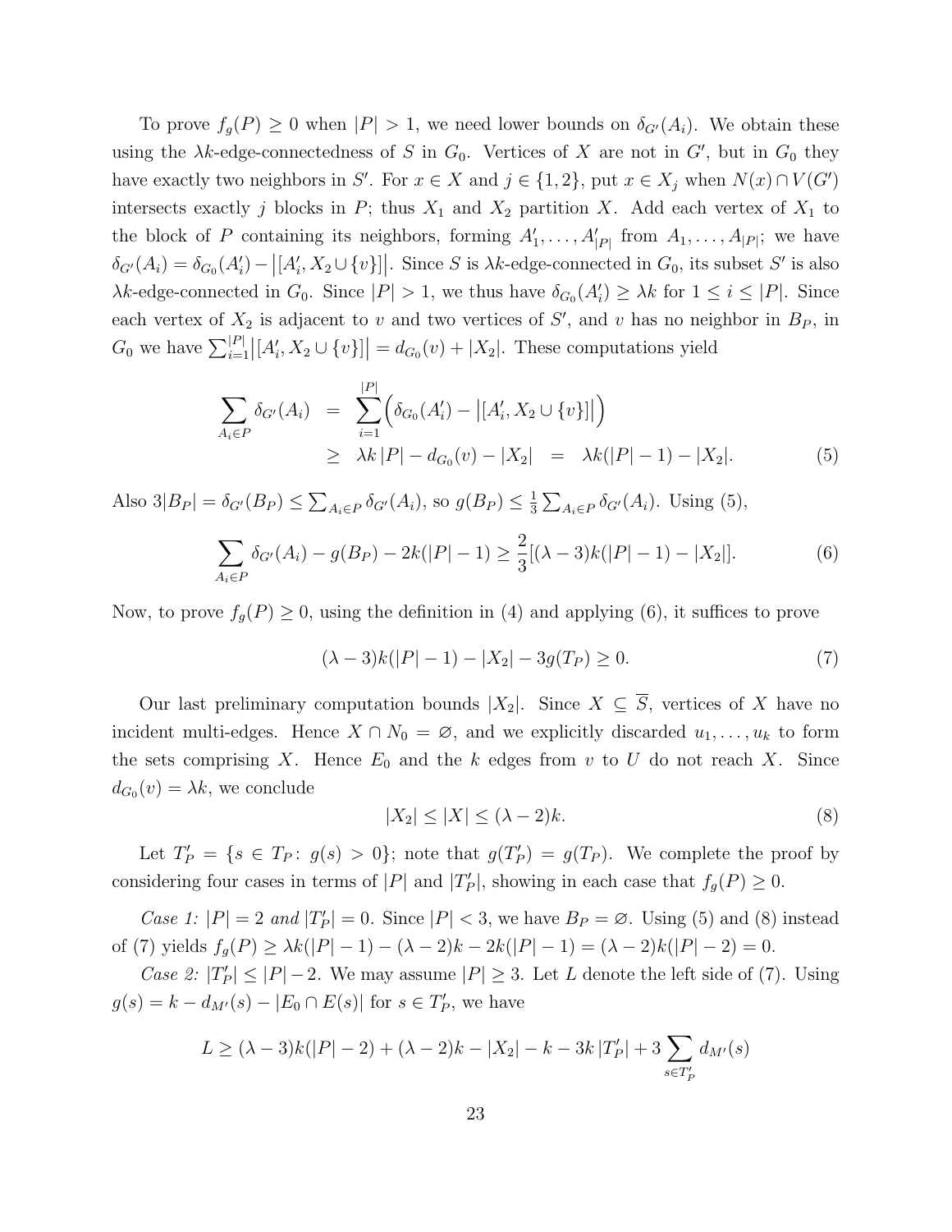To prove $f_g(P) \geq 0$ when $|P| > 1$, we need lower bounds on $\delta_{G'}(A_i)$. We obtain these using the $\lambda k$-edge-connectedness of $S$ in $G_0$. Vertices of $X$ are not in $G'$, but in $G_0$ they have exactly two neighbors in $S'$. For $x \in X$ and $j \in \{1, 2\}$, put $x \in X_j$ when $N(x) \cap V(G')$ intersects exactly $j$ blocks in $P$; thus $X_1$ and $X_2$ partition $X$. Add each vertex of $X_1$ to the block of $P$ containing its neighbors, forming $A'_1, \ldots, A'_{|P|}$ from $A_1, \ldots, A_{|P|}$; we have $\delta_{G'}(A_i) = \delta_{G_0}(A'_i) - \big|[A'_i, X_2 \cup \{v\}]\big|$. Since $S$ is $\lambda k$-edge-connected in $G_0$, its subset $S'$ is also $\lambda k$-edge-connected in $G_0$. Since $|P| > 1$, we thus have $\delta_{G_0}(A'_i) \geq \lambda k$ for $1 \leq i \leq |P|$. Since each vertex of $X_2$ is adjacent to $v$ and two vertices of $S'$, and $v$ has no neighbor in $B_P$, in $G_0$ we have $\sum_{i=1}^{|P|} \big|[A'_i, X_2 \cup \{v\}]\big| = d_{G_0}(v) + |X_2|$. These computations yield

$$\begin{aligned}
\sum_{A_i \in P} \delta_{G'}(A_i) &= \sum_{i=1}^{|P|} \Big( \delta_{G_0}(A'_i) - \big|[A'_i, X_2 \cup \{v\}]\big| \Big) \\
&\geq \lambda k\,|P| - d_{G_0}(v) - |X_2| \;=\; \lambda k(|P| - 1) - |X_2|. \qquad (5)
\end{aligned}$$

Also $3|B_P| = \delta_{G'}(B_P) \leq \sum_{A_i \in P} \delta_{G'}(A_i)$, so $g(B_P) \leq \frac{1}{3} \sum_{A_i \in P} \delta_{G'}(A_i)$. Using (5),

$$\sum_{A_i \in P} \delta_{G'}(A_i) - g(B_P) - 2k(|P| - 1) \geq \frac{2}{3}[(\lambda - 3)k(|P| - 1) - |X_2|]. \qquad (6)$$

Now, to prove $f_g(P) \geq 0$, using the definition in (4) and applying (6), it suffices to prove

$$(\lambda - 3)k(|P| - 1) - |X_2| - 3g(T_P) \geq 0. \qquad (7)$$

Our last preliminary computation bounds $|X_2|$. Since $X \subseteq \overline{S}$, vertices of $X$ have no incident multi-edges. Hence $X \cap N_0 = \varnothing$, and we explicitly discarded $u_1, \ldots, u_k$ to form the sets comprising $X$. Hence $E_0$ and the $k$ edges from $v$ to $U$ do not reach $X$. Since $d_{G_0}(v) = \lambda k$, we conclude

$$|X_2| \leq |X| \leq (\lambda - 2)k. \qquad (8)$$

Let $T'_P = \{s \in T_P \colon g(s) > 0\}$; note that $g(T'_P) = g(T_P)$. We complete the proof by considering four cases in terms of $|P|$ and $|T'_P|$, showing in each case that $f_g(P) \geq 0$.

*Case 1: $|P| = 2$ and $|T'_P| = 0$.* Since $|P| < 3$, we have $B_P = \varnothing$. Using (5) and (8) instead of (7) yields $f_g(P) \geq \lambda k(|P| - 1) - (\lambda - 2)k - 2k(|P| - 1) = (\lambda - 2)k(|P| - 2) = 0$.

*Case 2: $|T'_P| \leq |P| - 2$.* We may assume $|P| \geq 3$. Let $L$ denote the left side of (7). Using $g(s) = k - d_{M'}(s) - |E_0 \cap E(s)|$ for $s \in T'_P$, we have

$$L \geq (\lambda - 3)k(|P| - 2) + (\lambda - 2)k - |X_2| - k - 3k\,|T'_P| + 3 \sum_{s \in T'_P} d_{M'}(s)$$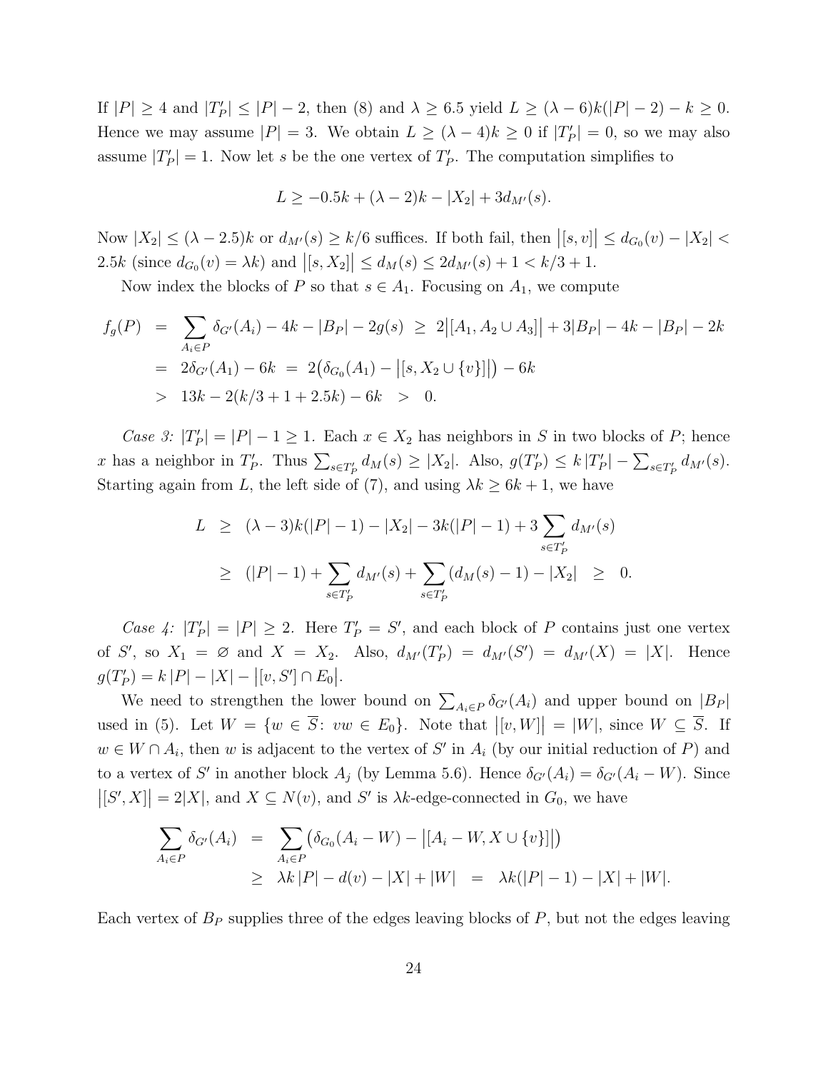If $|P| \ge 4$ and $|T'_P| \le |P| - 2$, then (8) and $\lambda \ge 6.5$ yield $L \ge (\lambda - 6)k(|P| - 2) - k \ge 0$. Hence we may assume $|P| = 3$. We obtain $L \ge (\lambda - 4)k \ge 0$ if $|T'_P| = 0$, so we may also assume $|T'_P| = 1$. Now let $s$ be the one vertex of $T'_P$. The computation simplifies to

$$L \ge -0.5k + (\lambda - 2)k - |X_2| + 3d_{M'}(s).$$

Now $|X_2| \le (\lambda - 2.5)k$ or $d_{M'}(s) \ge k/6$ suffices. If both fail, then $\big|[s, v]\big| \le d_{G_0}(v) - |X_2| < 2.5k$ (since $d_{G_0}(v) = \lambda k$) and $\big|[s, X_2]\big| \le d_M(s) \le 2d_{M'}(s) + 1 < k/3 + 1$.

Now index the blocks of $P$ so that $s \in A_1$. Focusing on $A_1$, we compute

$$\begin{aligned}
f_g(P) &= \sum_{A_i \in P} \delta_{G'}(A_i) - 4k - |B_P| - 2g(s) \;\ge\; 2\big|[A_1, A_2 \cup A_3]\big| + 3|B_P| - 4k - |B_P| - 2k \\
&= 2\delta_{G'}(A_1) - 6k \;=\; 2\big(\delta_{G_0}(A_1) - \big|[s, X_2 \cup \{v\}]\big|\big) - 6k \\
&> 13k - 2(k/3 + 1 + 2.5k) - 6k \;>\; 0.
\end{aligned}$$

*Case 3:* $|T'_P| = |P| - 1 \ge 1$. Each $x \in X_2$ has neighbors in $S$ in two blocks of $P$; hence $x$ has a neighbor in $T'_P$. Thus $\sum_{s \in T'_P} d_M(s) \ge |X_2|$. Also, $g(T'_P) \le k\,|T'_P| - \sum_{s \in T'_P} d_{M'}(s)$. Starting again from $L$, the left side of (7), and using $\lambda k \ge 6k + 1$, we have

$$\begin{aligned}
L &\ge (\lambda - 3)k(|P| - 1) - |X_2| - 3k(|P| - 1) + 3\sum_{s \in T'_P} d_{M'}(s) \\
&\ge (|P| - 1) + \sum_{s \in T'_P} d_{M'}(s) + \sum_{s \in T'_P} (d_M(s) - 1) - |X_2| \;\ge\; 0.
\end{aligned}$$

*Case 4:* $|T'_P| = |P| \ge 2$. Here $T'_P = S'$, and each block of $P$ contains just one vertex of $S'$, so $X_1 = \varnothing$ and $X = X_2$. Also, $d_{M'}(T'_P) = d_{M'}(S') = d_{M'}(X) = |X|$. Hence $g(T'_P) = k\,|P| - |X| - \big|[v, S'] \cap E_0\big|$.

We need to strengthen the lower bound on $\sum_{A_i \in P} \delta_{G'}(A_i)$ and upper bound on $|B_P|$ used in (5). Let $W = \{w \in \overline{S} \colon vw \in E_0\}$. Note that $\big|[v, W]\big| = |W|$, since $W \subseteq \overline{S}$. If $w \in W \cap A_i$, then $w$ is adjacent to the vertex of $S'$ in $A_i$ (by our initial reduction of $P$) and to a vertex of $S'$ in another block $A_j$ (by Lemma 5.6). Hence $\delta_{G'}(A_i) = \delta_{G'}(A_i - W)$. Since $\big|[S', X]\big| = 2|X|$, and $X \subseteq N(v)$, and $S'$ is $\lambda k$-edge-connected in $G_0$, we have

$$\begin{aligned}
\sum_{A_i \in P} \delta_{G'}(A_i) &= \sum_{A_i \in P} \big(\delta_{G_0}(A_i - W) - \big|[A_i - W, X \cup \{v\}]\big|\big) \\
&\ge \lambda k\,|P| - d(v) - |X| + |W| \;=\; \lambda k(|P| - 1) - |X| + |W|.
\end{aligned}$$

Each vertex of $B_P$ supplies three of the edges leaving blocks of $P$, but not the edges leaving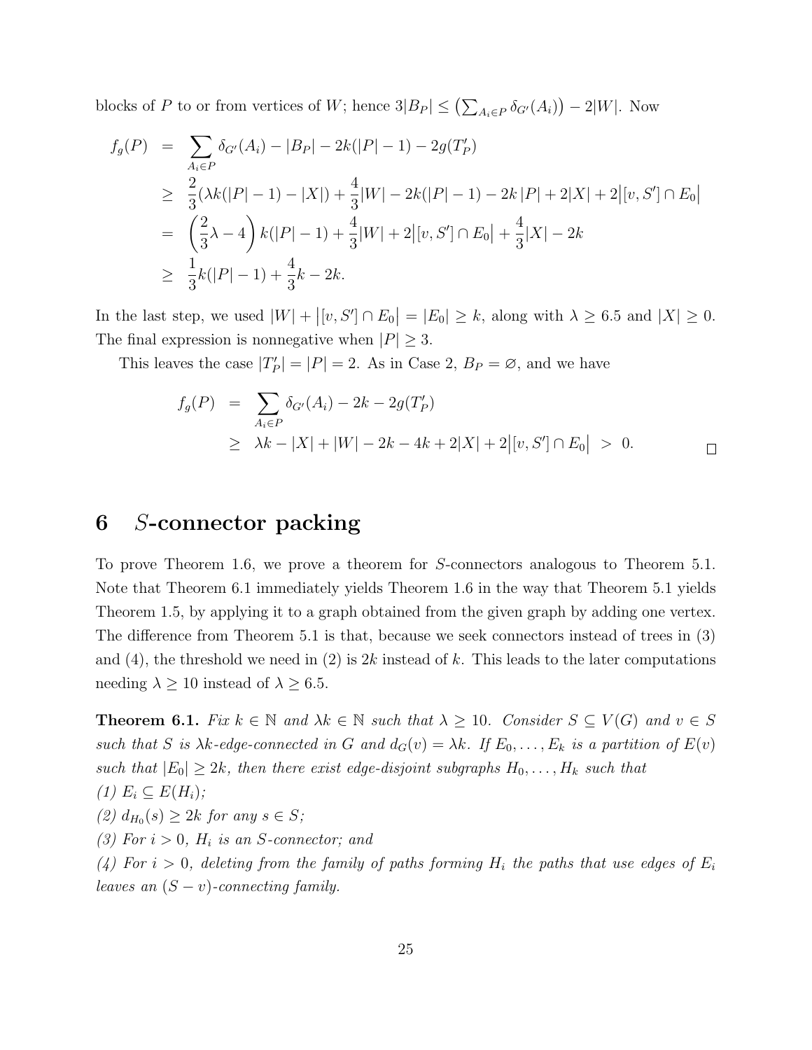blocks of $P$ to or from vertices of $W$; hence $3|B_P| \le \left(\sum_{A_i \in P} \delta_{G'}(A_i)\right) - 2|W|$. Now

$$
\begin{aligned}
f_g(P) &= \sum_{A_i \in P} \delta_{G'}(A_i) - |B_P| - 2k(|P|-1) - 2g(T'_P) \\
&\ge \frac{2}{3}(\lambda k(|P|-1) - |X|) + \frac{4}{3}|W| - 2k(|P|-1) - 2k\,|P| + 2|X| + 2\big|[v,S'] \cap E_0\big| \\
&= \left(\frac{2}{3}\lambda - 4\right) k(|P|-1) + \frac{4}{3}|W| + 2\big|[v,S'] \cap E_0\big| + \frac{4}{3}|X| - 2k \\
&\ge \frac{1}{3}k(|P|-1) + \frac{4}{3}k - 2k.
\end{aligned}
$$

In the last step, we used $|W| + \big|[v,S'] \cap E_0\big| = |E_0| \ge k$, along with $\lambda \ge 6.5$ and $|X| \ge 0$. The final expression is nonnegative when $|P| \ge 3$.

This leaves the case $|T'_P| = |P| = 2$. As in Case 2, $B_P = \varnothing$, and we have

$$
\begin{aligned}
f_g(P) &= \sum_{A_i \in P} \delta_{G'}(A_i) - 2k - 2g(T'_P) \\
&\ge \lambda k - |X| + |W| - 2k - 4k + 2|X| + 2\big|[v,S'] \cap E_0\big| \;>\; 0.
\end{aligned}
$$

□

# 6 $S$-connector packing

To prove Theorem 1.6, we prove a theorem for $S$-connectors analogous to Theorem 5.1. Note that Theorem 6.1 immediately yields Theorem 1.6 in the way that Theorem 5.1 yields Theorem 1.5, by applying it to a graph obtained from the given graph by adding one vertex. The difference from Theorem 5.1 is that, because we seek connectors instead of trees in (3) and (4), the threshold we need in (2) is $2k$ instead of $k$. This leads to the later computations needing $\lambda \ge 10$ instead of $\lambda \ge 6.5$.

**Theorem 6.1.** *Fix $k \in \mathbb{N}$ and $\lambda k \in \mathbb{N}$ such that $\lambda \ge 10$. Consider $S \subseteq V(G)$ and $v \in S$ such that $S$ is $\lambda k$-edge-connected in $G$ and $d_G(v) = \lambda k$. If $E_0, \ldots, E_k$ is a partition of $E(v)$ such that $|E_0| \ge 2k$, then there exist edge-disjoint subgraphs $H_0, \ldots, H_k$ such that*
*(1) $E_i \subseteq E(H_i)$;*
*(2) $d_{H_0}(s) \ge 2k$ for any $s \in S$;*
*(3) For $i > 0$, $H_i$ is an $S$-connector; and*
*(4) For $i > 0$, deleting from the family of paths forming $H_i$ the paths that use edges of $E_i$ leaves an $(S - v)$-connecting family.*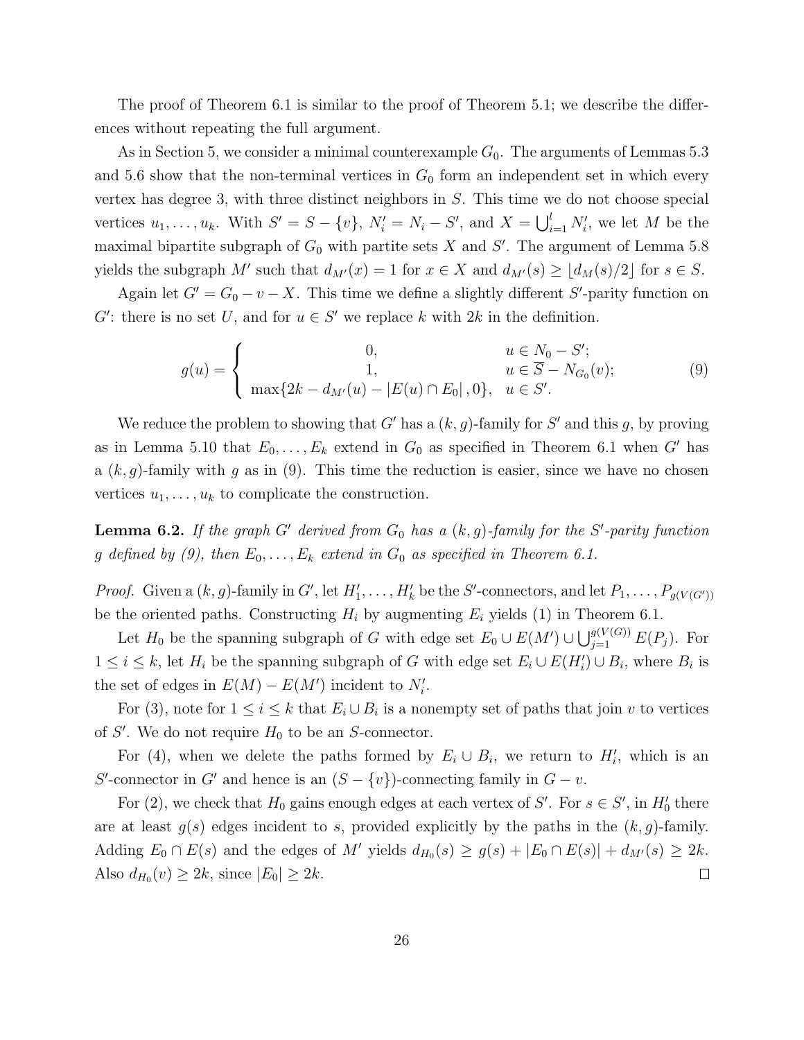The proof of Theorem 6.1 is similar to the proof of Theorem 5.1; we describe the differences without repeating the full argument.

As in Section 5, we consider a minimal counterexample $G_0$. The arguments of Lemmas 5.3 and 5.6 show that the non-terminal vertices in $G_0$ form an independent set in which every vertex has degree 3, with three distinct neighbors in $S$. This time we do not choose special vertices $u_1, \ldots, u_k$. With $S' = S - \{v\}$, $N_i' = N_i - S'$, and $X = \bigcup_{i=1}^{l} N_i'$, we let $M$ be the maximal bipartite subgraph of $G_0$ with partite sets $X$ and $S'$. The argument of Lemma 5.8 yields the subgraph $M'$ such that $d_{M'}(x) = 1$ for $x \in X$ and $d_{M'}(s) \geq \lfloor d_M(s)/2 \rfloor$ for $s \in S$.

Again let $G' = G_0 - v - X$. This time we define a slightly different $S'$-parity function on $G'$: there is no set $U$, and for $u \in S'$ we replace $k$ with $2k$ in the definition.

$$g(u) = \begin{cases} 0, & u \in N_0 - S'; \\ 1, & u \in \overline{S} - N_{G_0}(v); \\ \max\{2k - d_{M'}(u) - |E(u) \cap E_0|, 0\}, & u \in S'. \end{cases} \tag{9}$$

We reduce the problem to showing that $G'$ has a $(k, g)$-family for $S'$ and this $g$, by proving as in Lemma 5.10 that $E_0, \ldots, E_k$ extend in $G_0$ as specified in Theorem 6.1 when $G'$ has a $(k, g)$-family with $g$ as in (9). This time the reduction is easier, since we have no chosen vertices $u_1, \ldots, u_k$ to complicate the construction.

**Lemma 6.2.** *If the graph $G'$ derived from $G_0$ has a $(k, g)$-family for the $S'$-parity function $g$ defined by (9), then $E_0, \ldots, E_k$ extend in $G_0$ as specified in Theorem 6.1.*

*Proof.* Given a $(k, g)$-family in $G'$, let $H_1', \ldots, H_k'$ be the $S'$-connectors, and let $P_1, \ldots, P_{g(V(G'))}$ be the oriented paths. Constructing $H_i$ by augmenting $E_i$ yields (1) in Theorem 6.1.

Let $H_0$ be the spanning subgraph of $G$ with edge set $E_0 \cup E(M') \cup \bigcup_{j=1}^{g(V(G))} E(P_j)$. For $1 \leq i \leq k$, let $H_i$ be the spanning subgraph of $G$ with edge set $E_i \cup E(H_i') \cup B_i$, where $B_i$ is the set of edges in $E(M) - E(M')$ incident to $N_i'$.

For (3), note for $1 \leq i \leq k$ that $E_i \cup B_i$ is a nonempty set of paths that join $v$ to vertices of $S'$. We do not require $H_0$ to be an $S$-connector.

For (4), when we delete the paths formed by $E_i \cup B_i$, we return to $H_i'$, which is an $S'$-connector in $G'$ and hence is an $(S - \{v\})$-connecting family in $G - v$.

For (2), we check that $H_0$ gains enough edges at each vertex of $S'$. For $s \in S'$, in $H_0'$ there are at least $g(s)$ edges incident to $s$, provided explicitly by the paths in the $(k, g)$-family. Adding $E_0 \cap E(s)$ and the edges of $M'$ yields $d_{H_0}(s) \geq g(s) + |E_0 \cap E(s)| + d_{M'}(s) \geq 2k$. Also $d_{H_0}(v) \geq 2k$, since $|E_0| \geq 2k$. $\square$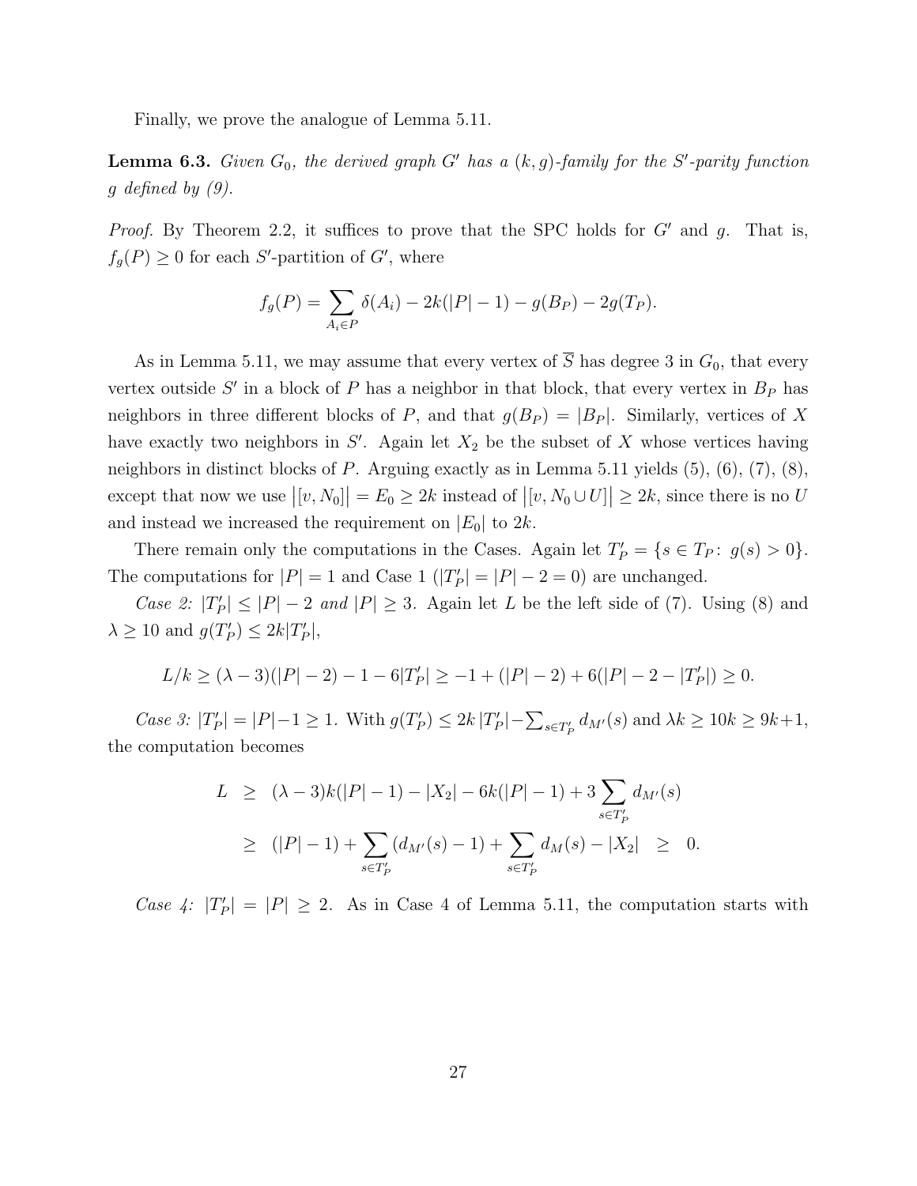Finally, we prove the analogue of Lemma 5.11.

**Lemma 6.3.** *Given $G_0$, the derived graph $G'$ has a $(k, g)$-family for the $S'$-parity function $g$ defined by (9).*

*Proof.* By Theorem 2.2, it suffices to prove that the SPC holds for $G'$ and $g$. That is, $f_g(P) \geq 0$ for each $S'$-partition of $G'$, where

$$f_g(P) = \sum_{A_i \in P} \delta(A_i) - 2k(|P| - 1) - g(B_P) - 2g(T_P).$$

As in Lemma 5.11, we may assume that every vertex of $\overline{S}$ has degree 3 in $G_0$, that every vertex outside $S'$ in a block of $P$ has a neighbor in that block, that every vertex in $B_P$ has neighbors in three different blocks of $P$, and that $g(B_P) = |B_P|$. Similarly, vertices of $X$ have exactly two neighbors in $S'$. Again let $X_2$ be the subset of $X$ whose vertices having neighbors in distinct blocks of $P$. Arguing exactly as in Lemma 5.11 yields (5), (6), (7), (8), except that now we use $\left|[v, N_0]\right| = E_0 \geq 2k$ instead of $\left|[v, N_0 \cup U]\right| \geq 2k$, since there is no $U$ and instead we increased the requirement on $|E_0|$ to $2k$.

There remain only the computations in the Cases. Again let $T'_P = \{s \in T_P \colon g(s) > 0\}$. The computations for $|P| = 1$ and Case 1 ($|T'_P| = |P| - 2 = 0$) are unchanged.

*Case 2: $|T'_P| \leq |P| - 2$ and $|P| \geq 3$.* Again let $L$ be the left side of (7). Using (8) and $\lambda \geq 10$ and $g(T'_P) \leq 2k|T'_P|$,

$$L/k \geq (\lambda - 3)(|P| - 2) - 1 - 6|T'_P| \geq -1 + (|P| - 2) + 6(|P| - 2 - |T'_P|) \geq 0.$$

*Case 3: $|T'_P| = |P| - 1 \geq 1$.* With $g(T'_P) \leq 2k\,|T'_P| - \sum_{s \in T'_P} d_{M'}(s)$ and $\lambda k \geq 10k \geq 9k + 1$, the computation becomes

$$\begin{aligned} L &\geq (\lambda - 3)k(|P| - 1) - |X_2| - 6k(|P| - 1) + 3 \sum_{s \in T'_P} d_{M'}(s) \\ &\geq (|P| - 1) + \sum_{s \in T'_P} (d_{M'}(s) - 1) + \sum_{s \in T'_P} d_M(s) - |X_2| \geq 0. \end{aligned}$$

*Case 4: $|T'_P| = |P| \geq 2$.* As in Case 4 of Lemma 5.11, the computation starts with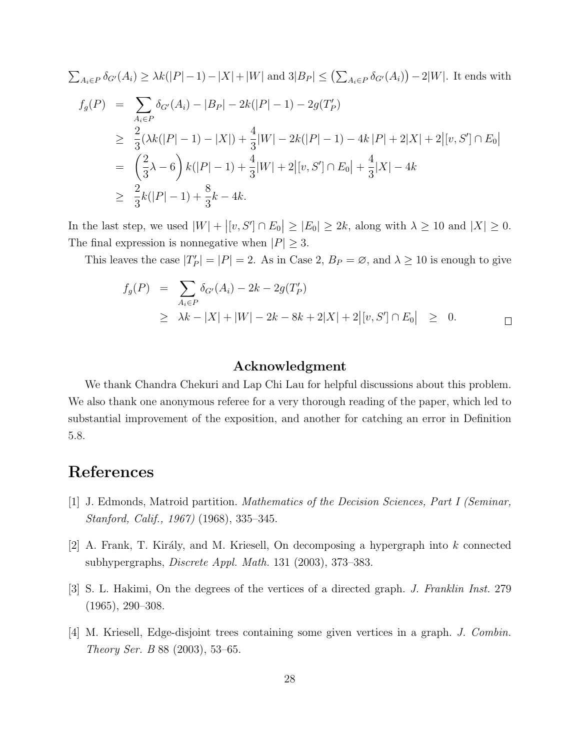$\sum_{A_i \in P} \delta_{G'}(A_i) \geq \lambda k(|P|-1) - |X| + |W|$ and $3|B_P| \leq \left(\sum_{A_i \in P} \delta_{G'}(A_i)\right) - 2|W|$. It ends with

$$
\begin{aligned}
f_g(P) &= \sum_{A_i \in P} \delta_{G'}(A_i) - |B_P| - 2k(|P|-1) - 2g(T'_P) \\
&\geq \frac{2}{3}(\lambda k(|P|-1) - |X|) + \frac{4}{3}|W| - 2k(|P|-1) - 4k\,|P| + 2|X| + 2\big|[v, S'] \cap E_0\big| \\
&= \left(\frac{2}{3}\lambda - 6\right) k(|P|-1) + \frac{4}{3}|W| + 2\big|[v, S'] \cap E_0\big| + \frac{4}{3}|X| - 4k \\
&\geq \frac{2}{3}k(|P|-1) + \frac{8}{3}k - 4k.
\end{aligned}
$$

In the last step, we used $|W| + \big|[v, S'] \cap E_0\big| \geq |E_0| \geq 2k$, along with $\lambda \geq 10$ and $|X| \geq 0$. The final expression is nonnegative when $|P| \geq 3$.

This leaves the case $|T'_P| = |P| = 2$. As in Case 2, $B_P = \varnothing$, and $\lambda \geq 10$ is enough to give

$$
\begin{aligned}
f_g(P) &= \sum_{A_i \in P} \delta_{G'}(A_i) - 2k - 2g(T'_P) \\
&\geq \lambda k - |X| + |W| - 2k - 8k + 2|X| + 2\big|[v, S'] \cap E_0\big| \quad \geq \quad 0.
\end{aligned}
$$

□

## Acknowledgment

We thank Chandra Chekuri and Lap Chi Lau for helpful discussions about this problem. We also thank one anonymous referee for a very thorough reading of the paper, which led to substantial improvement of the exposition, and another for catching an error in Definition 5.8.

# References

[1] J. Edmonds, Matroid partition. *Mathematics of the Decision Sciences, Part I (Seminar, Stanford, Calif., 1967)* (1968), 335–345.

[2] A. Frank, T. Király, and M. Kriesell, On decomposing a hypergraph into $k$ connected subhypergraphs, *Discrete Appl. Math.* 131 (2003), 373–383.

[3] S. L. Hakimi, On the degrees of the vertices of a directed graph. *J. Franklin Inst.* 279 (1965), 290–308.

[4] M. Kriesell, Edge-disjoint trees containing some given vertices in a graph. *J. Combin. Theory Ser. B* 88 (2003), 53–65.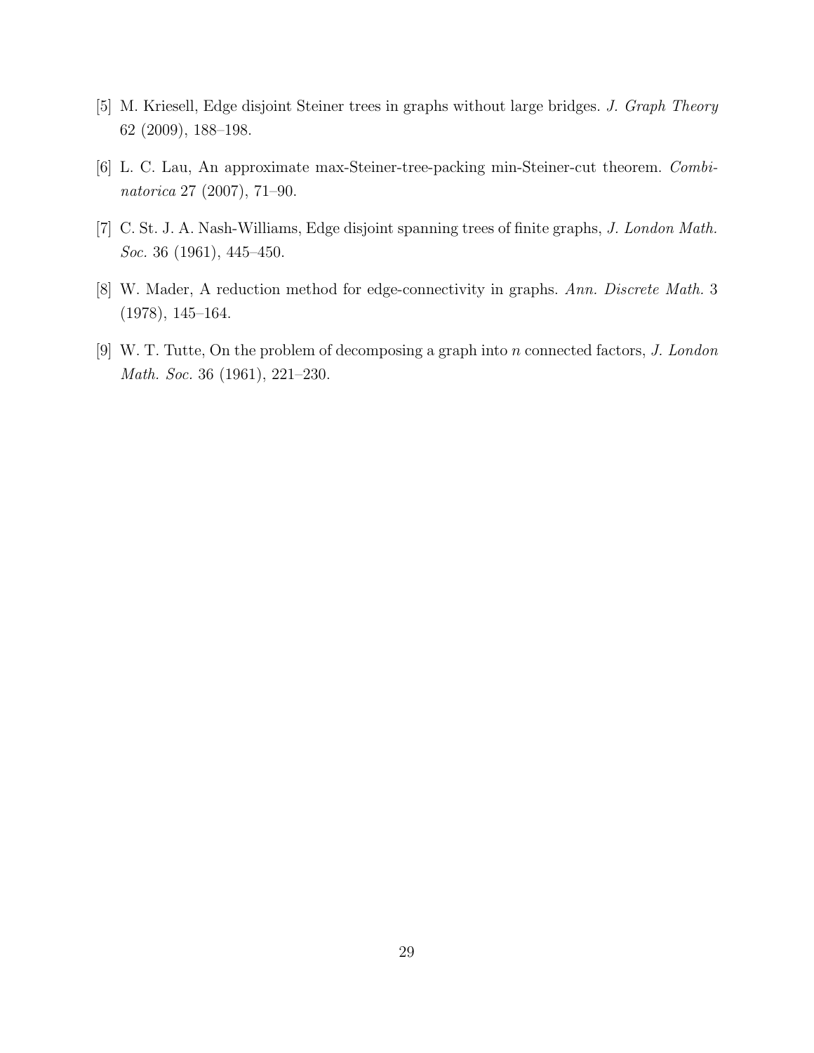[5] M. Kriesell, Edge disjoint Steiner trees in graphs without large bridges. *J. Graph Theory* 62 (2009), 188–198.

[6] L. C. Lau, An approximate max-Steiner-tree-packing min-Steiner-cut theorem. *Combinatorica* 27 (2007), 71–90.

[7] C. St. J. A. Nash-Williams, Edge disjoint spanning trees of finite graphs, *J. London Math. Soc.* 36 (1961), 445–450.

[8] W. Mader, A reduction method for edge-connectivity in graphs. *Ann. Discrete Math.* 3 (1978), 145–164.

[9] W. T. Tutte, On the problem of decomposing a graph into $n$ connected factors, *J. London Math. Soc.* 36 (1961), 221–230.